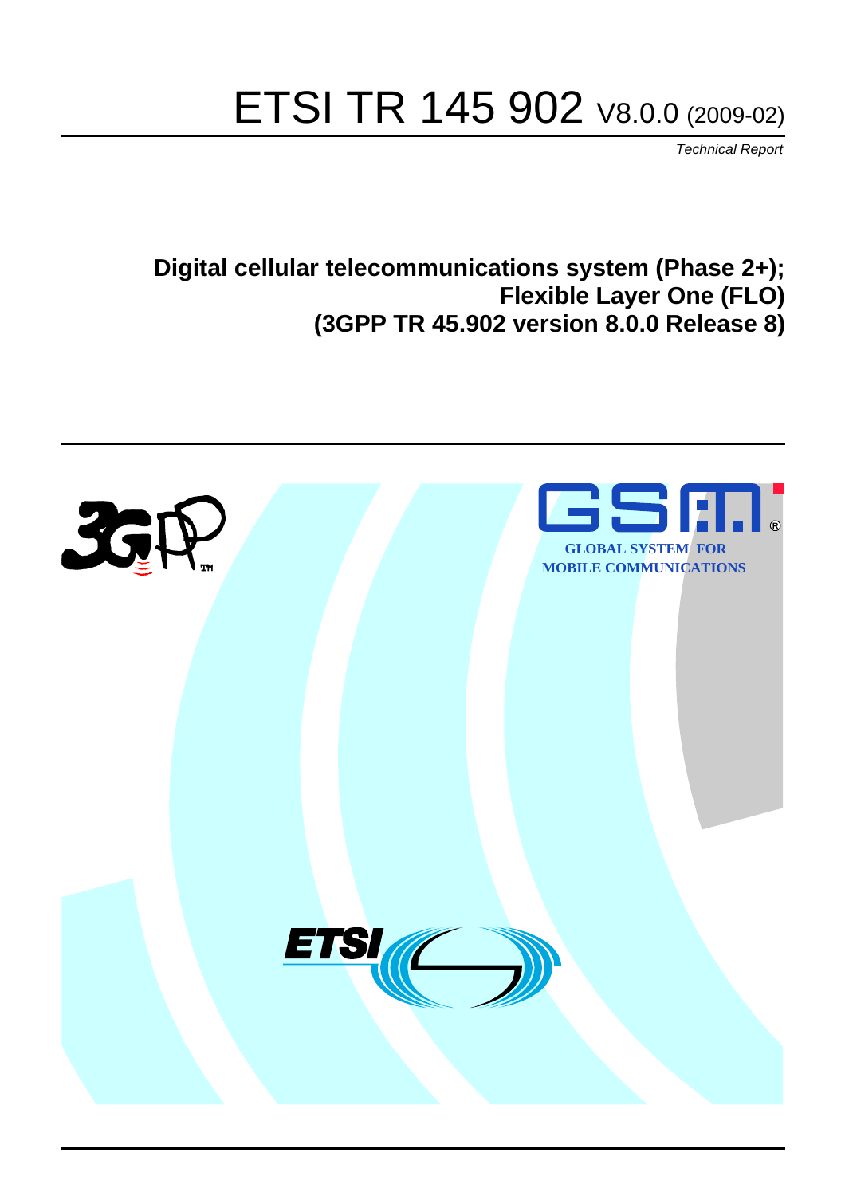# ETSI TR 145 902 V8.0.0 (2009-02)

*Technical Report*

**Digital cellular telecommunications system (Phase 2+);
Flexible Layer One (FLO)
(3GPP TR 45.902 version 8.0.0 Release 8)**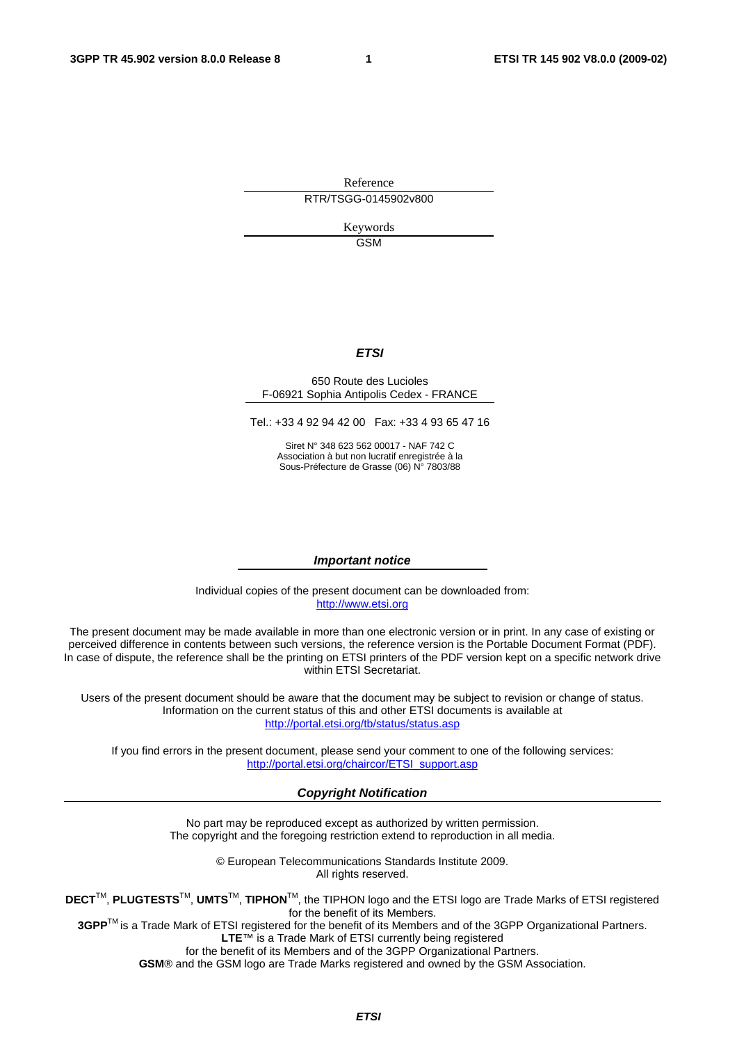Reference

RTR/TSGG-0145902v800

Keywords

GSM

***ETSI***

650 Route des Lucioles
F-06921 Sophia Antipolis Cedex - FRANCE

Tel.: +33 4 92 94 42 00 Fax: +33 4 93 65 47 16

Siret N° 348 623 562 00017 - NAF 742 C
Association à but non lucratif enregistrée à la
Sous-Préfecture de Grasse (06) N° 7803/88

***Important notice***

Individual copies of the present document can be downloaded from:
http://www.etsi.org

The present document may be made available in more than one electronic version or in print. In any case of existing or perceived difference in contents between such versions, the reference version is the Portable Document Format (PDF). In case of dispute, the reference shall be the printing on ETSI printers of the PDF version kept on a specific network drive within ETSI Secretariat.

Users of the present document should be aware that the document may be subject to revision or change of status. Information on the current status of this and other ETSI documents is available at
http://portal.etsi.org/tb/status/status.asp

If you find errors in the present document, please send your comment to one of the following services:
http://portal.etsi.org/chaircor/ETSI_support.asp

***Copyright Notification***

No part may be reproduced except as authorized by written permission.
The copyright and the foregoing restriction extend to reproduction in all media.

© European Telecommunications Standards Institute 2009.
All rights reserved.

**DECT**TM, **PLUGTESTS**TM, **UMTS**TM, **TIPHON**TM, the TIPHON logo and the ETSI logo are Trade Marks of ETSI registered for the benefit of its Members.
**3GPP**TM is a Trade Mark of ETSI registered for the benefit of its Members and of the 3GPP Organizational Partners.
**LTE**™ is a Trade Mark of ETSI currently being registered
for the benefit of its Members and of the 3GPP Organizational Partners.
**GSM**® and the GSM logo are Trade Marks registered and owned by the GSM Association.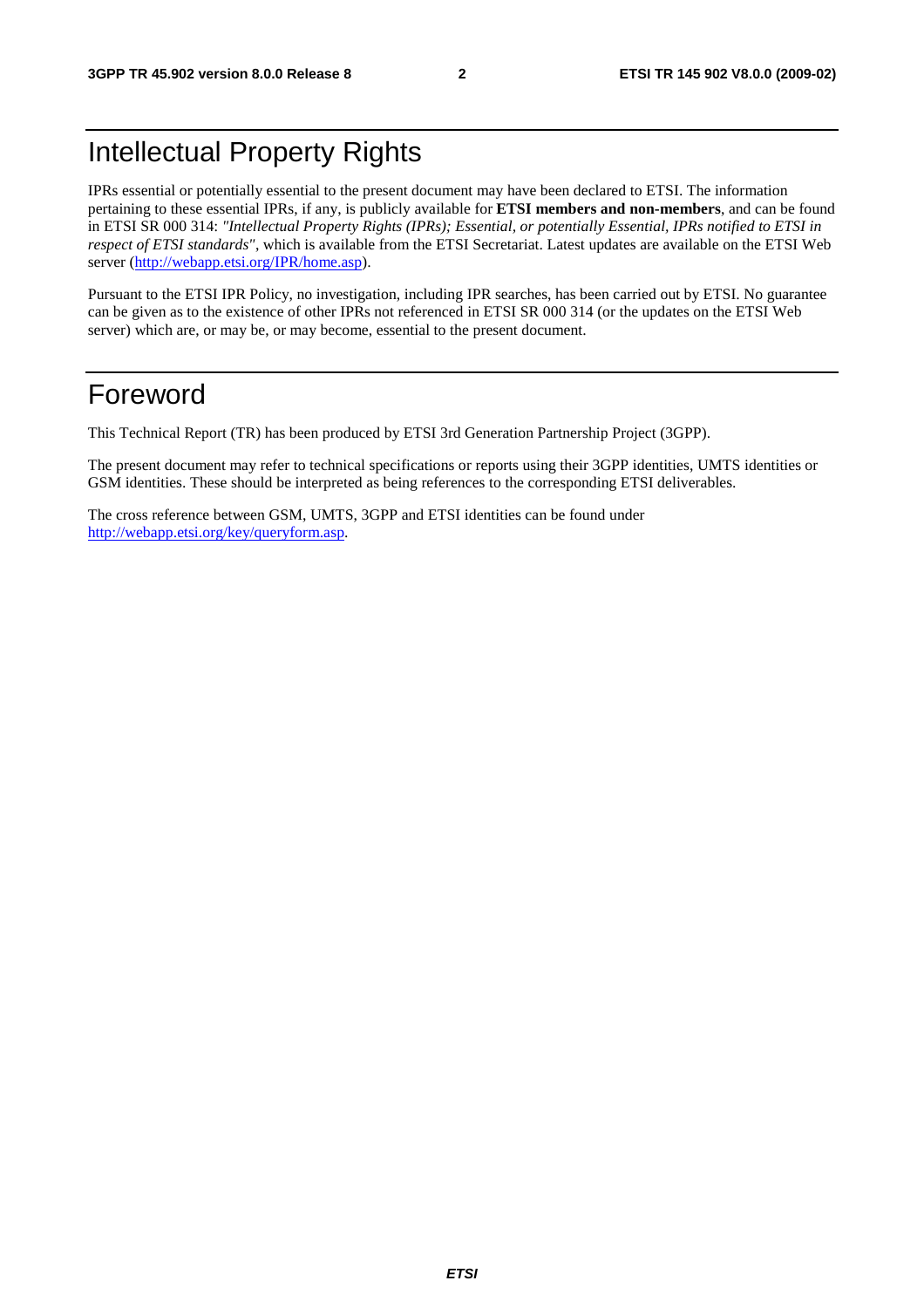# Intellectual Property Rights

IPRs essential or potentially essential to the present document may have been declared to ETSI. The information pertaining to these essential IPRs, if any, is publicly available for **ETSI members and non-members**, and can be found in ETSI SR 000 314: *"Intellectual Property Rights (IPRs); Essential, or potentially Essential, IPRs notified to ETSI in respect of ETSI standards"*, which is available from the ETSI Secretariat. Latest updates are available on the ETSI Web server (http://webapp.etsi.org/IPR/home.asp).

Pursuant to the ETSI IPR Policy, no investigation, including IPR searches, has been carried out by ETSI. No guarantee can be given as to the existence of other IPRs not referenced in ETSI SR 000 314 (or the updates on the ETSI Web server) which are, or may be, or may become, essential to the present document.

# Foreword

This Technical Report (TR) has been produced by ETSI 3rd Generation Partnership Project (3GPP).

The present document may refer to technical specifications or reports using their 3GPP identities, UMTS identities or GSM identities. These should be interpreted as being references to the corresponding ETSI deliverables.

The cross reference between GSM, UMTS, 3GPP and ETSI identities can be found under http://webapp.etsi.org/key/queryform.asp.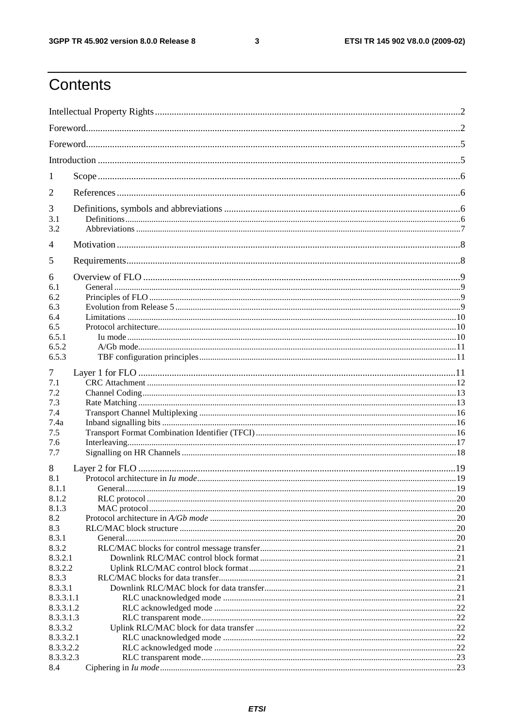# Contents

Intellectual Property Rights ... 2

Foreword ... 2

Foreword ... 5

Introduction ... 5

1 Scope ... 6

2 References ... 6

3 Definitions, symbols and abbreviations ... 6

3.1 Definitions ... 6

3.2 Abbreviations ... 7

4 Motivation ... 8

5 Requirements ... 8

6 Overview of FLO ... 9

6.1 General ... 9

6.2 Principles of FLO ... 9

6.3 Evolution from Release 5 ... 9

6.4 Limitations ... 10

6.5 Protocol architecture ... 10

6.5.1 Iu mode ... 10

6.5.2 A/Gb mode ... 11

6.5.3 TBF configuration principles ... 11

7 Layer 1 for FLO ... 11

7.1 CRC Attachment ... 12

7.2 Channel Coding ... 13

7.3 Rate Matching ... 13

7.4 Transport Channel Multiplexing ... 16

7.4a Inband signalling bits ... 16

7.5 Transport Format Combination Identifier (TFCI) ... 16

7.6 Interleaving ... 17

7.7 Signalling on HR Channels ... 18

8 Layer 2 for FLO ... 19

8.1 Protocol architecture in *Iu mode* ... 19

8.1.1 General ... 19

8.1.2 RLC protocol ... 20

8.1.3 MAC protocol ... 20

8.2 Protocol architecture in *A/Gb mode* ... 20

8.3 RLC/MAC block structure ... 20

8.3.1 General ... 20

8.3.2 RLC/MAC blocks for control message transfer ... 21

8.3.2.1 Downlink RLC/MAC control block format ... 21

8.3.2.2 Uplink RLC/MAC control block format ... 21

8.3.3 RLC/MAC blocks for data transfer ... 21

8.3.3.1 Downlink RLC/MAC block for data transfer ... 21

8.3.3.1.1 RLC unacknowledged mode ... 21

8.3.3.1.2 RLC acknowledged mode ... 22

8.3.3.1.3 RLC transparent mode ... 22

8.3.3.2 Uplink RLC/MAC block for data transfer ... 22

8.3.3.2.1 RLC unacknowledged mode ... 22

8.3.3.2.2 RLC acknowledged mode ... 22

8.3.3.2.3 RLC transparent mode ... 23

8.4 Ciphering in *Iu mode* ... 23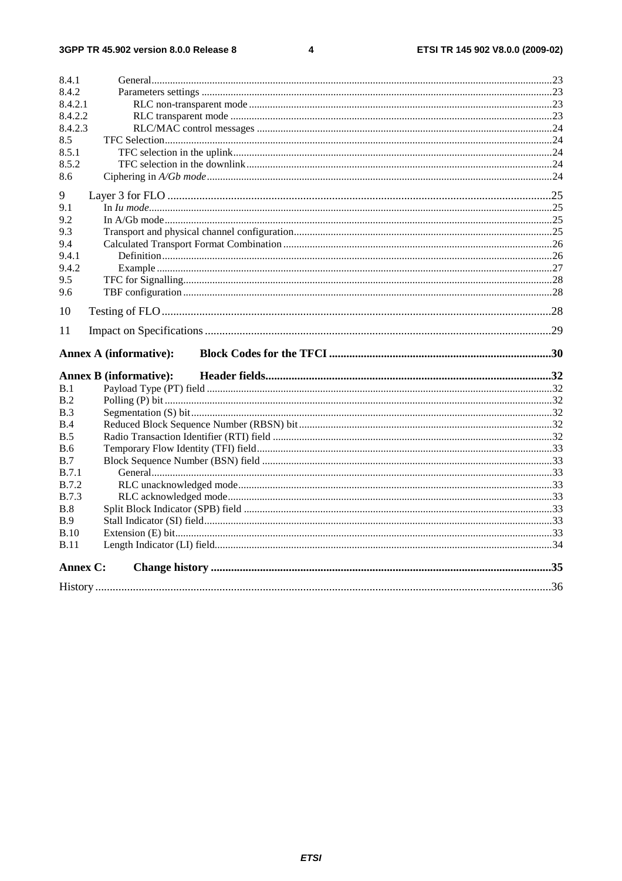8.4.1 General ........................................................................................................................................................23
8.4.2 Parameters settings ....................................................................................................................................23
8.4.2.1 RLC non-transparent mode ..................................................................................................................23
8.4.2.2 RLC transparent mode .........................................................................................................................23
8.4.2.3 RLC/MAC control messages ...............................................................................................................24
8.5 TFC Selection..................................................................................................................................................24
8.5.1 TFC selection in the uplink.........................................................................................................................24
8.5.2 TFC selection in the downlink....................................................................................................................24
8.6 Ciphering in *A/Gb mode*..................................................................................................................................24

9 Layer 3 for FLO ....................................................................................................................................25
9.1 In *Iu mode*.........................................................................................................................................................25
9.2 In A/Gb mode...................................................................................................................................................25
9.3 Transport and physical channel configuration..................................................................................................25
9.4 Calculated Transport Format Combination ......................................................................................................26
9.4.1 Definition....................................................................................................................................................26
9.4.2 Example ......................................................................................................................................................27
9.5 TFC for Signalling............................................................................................................................................28
9.6 TBF configuration ............................................................................................................................................28

10 Testing of FLO.......................................................................................................................................28

11 Impact on Specifications .......................................................................................................................29

**Annex A (informative): Block Codes for the TFCI ...........................................................................30**

**Annex B (informative): Header fields.................................................................................................32**

B.1 Payload Type (PT) field ...................................................................................................................................32
B.2 Polling (P) bit ...................................................................................................................................................32
B.3 Segmentation (S) bit.........................................................................................................................................32
B.4 Reduced Block Sequence Number (RBSN) bit.................................................................................................32
B.5 Radio Transaction Identifier (RTI) field ...........................................................................................................32
B.6 Temporary Flow Identity (TFI) field.................................................................................................................33
B.7 Block Sequence Number (BSN) field ..............................................................................................................33
B.7.1 General........................................................................................................................................................33
B.7.2 RLC unacknowledged mode.......................................................................................................................33
B.7.3 RLC acknowledged mode...........................................................................................................................33
B.8 Split Block Indicator (SPB) field .....................................................................................................................33
B.9 Stall Indicator (SI) field....................................................................................................................................33
B.10 Extension (E) bit...............................................................................................................................................33
B.11 Length Indicator (LI) field................................................................................................................................34

**Annex C: Change history ....................................................................................................................35**

History ..............................................................................................................................................................36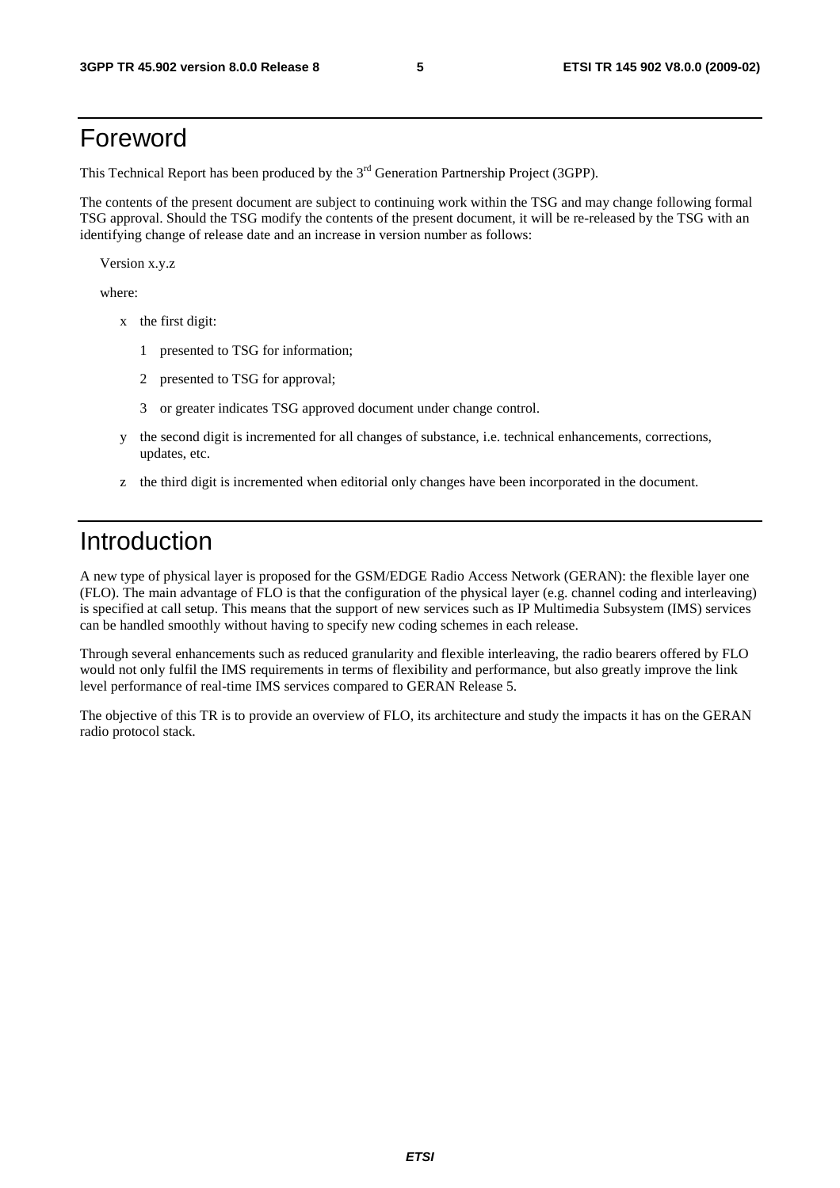# Foreword

This Technical Report has been produced by the 3rd Generation Partnership Project (3GPP).

The contents of the present document are subject to continuing work within the TSG and may change following formal TSG approval. Should the TSG modify the contents of the present document, it will be re-released by the TSG with an identifying change of release date and an increase in version number as follows:

Version x.y.z

where:

- x the first digit:
  - 1 presented to TSG for information;
  - 2 presented to TSG for approval;
  - 3 or greater indicates TSG approved document under change control.
- y the second digit is incremented for all changes of substance, i.e. technical enhancements, corrections, updates, etc.
- z the third digit is incremented when editorial only changes have been incorporated in the document.

# Introduction

A new type of physical layer is proposed for the GSM/EDGE Radio Access Network (GERAN): the flexible layer one (FLO). The main advantage of FLO is that the configuration of the physical layer (e.g. channel coding and interleaving) is specified at call setup. This means that the support of new services such as IP Multimedia Subsystem (IMS) services can be handled smoothly without having to specify new coding schemes in each release.

Through several enhancements such as reduced granularity and flexible interleaving, the radio bearers offered by FLO would not only fulfil the IMS requirements in terms of flexibility and performance, but also greatly improve the link level performance of real-time IMS services compared to GERAN Release 5.

The objective of this TR is to provide an overview of FLO, its architecture and study the impacts it has on the GERAN radio protocol stack.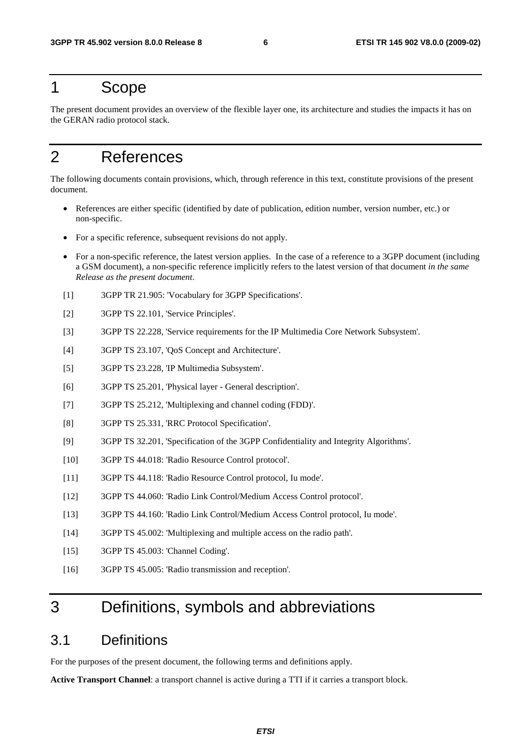# 1 Scope

The present document provides an overview of the flexible layer one, its architecture and studies the impacts it has on the GERAN radio protocol stack.

# 2 References

The following documents contain provisions, which, through reference in this text, constitute provisions of the present document.

- References are either specific (identified by date of publication, edition number, version number, etc.) or non-specific.
- For a specific reference, subsequent revisions do not apply.
- For a non-specific reference, the latest version applies. In the case of a reference to a 3GPP document (including a GSM document), a non-specific reference implicitly refers to the latest version of that document *in the same Release as the present document*.

[1] 3GPP TR 21.905: 'Vocabulary for 3GPP Specifications'.

[2] 3GPP TS 22.101, 'Service Principles'.

[3] 3GPP TS 22.228, 'Service requirements for the IP Multimedia Core Network Subsystem'.

[4] 3GPP TS 23.107, 'QoS Concept and Architecture'.

[5] 3GPP TS 23.228, 'IP Multimedia Subsystem'.

[6] 3GPP TS 25.201, 'Physical layer - General description'.

[7] 3GPP TS 25.212, 'Multiplexing and channel coding (FDD)'.

[8] 3GPP TS 25.331, 'RRC Protocol Specification'.

[9] 3GPP TS 32.201, 'Specification of the 3GPP Confidentiality and Integrity Algorithms'.

[10] 3GPP TS 44.018: 'Radio Resource Control protocol'.

[11] 3GPP TS 44.118: 'Radio Resource Control protocol, Iu mode'.

[12] 3GPP TS 44.060: 'Radio Link Control/Medium Access Control protocol'.

[13] 3GPP TS 44.160: 'Radio Link Control/Medium Access Control protocol, Iu mode'.

[14] 3GPP TS 45.002: 'Multiplexing and multiple access on the radio path'.

[15] 3GPP TS 45.003: 'Channel Coding'.

[16] 3GPP TS 45.005: 'Radio transmission and reception'.

# 3 Definitions, symbols and abbreviations

## 3.1 Definitions

For the purposes of the present document, the following terms and definitions apply.

**Active Transport Channel**: a transport channel is active during a TTI if it carries a transport block.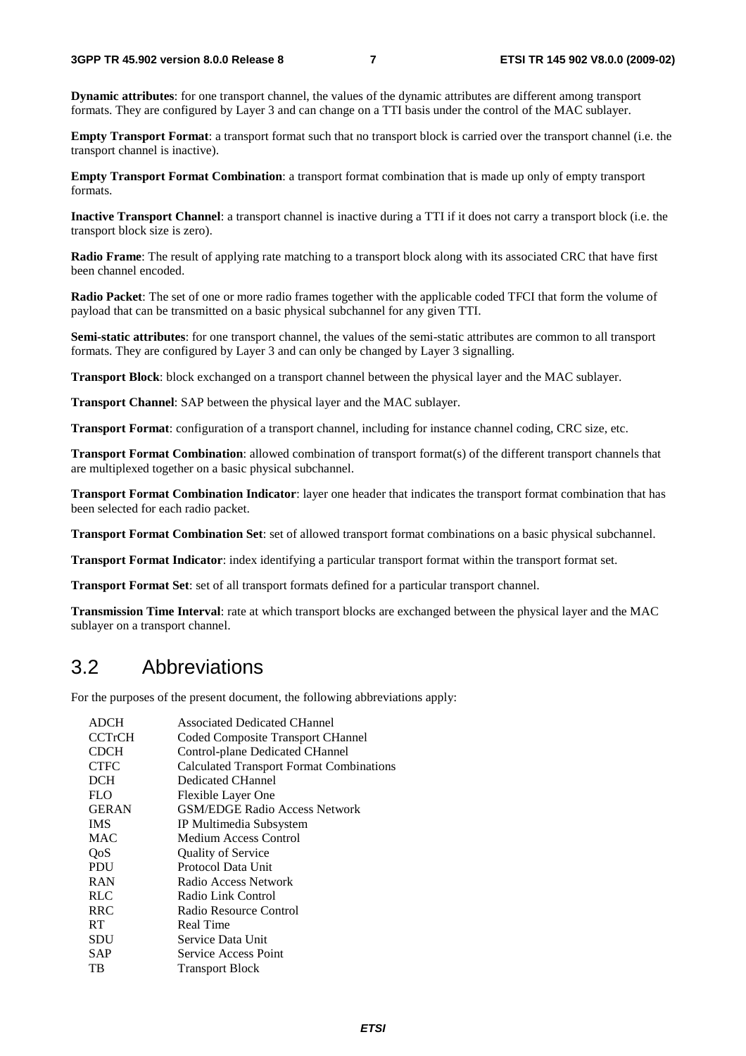**Dynamic attributes**: for one transport channel, the values of the dynamic attributes are different among transport formats. They are configured by Layer 3 and can change on a TTI basis under the control of the MAC sublayer.

**Empty Transport Format**: a transport format such that no transport block is carried over the transport channel (i.e. the transport channel is inactive).

**Empty Transport Format Combination**: a transport format combination that is made up only of empty transport formats.

**Inactive Transport Channel**: a transport channel is inactive during a TTI if it does not carry a transport block (i.e. the transport block size is zero).

**Radio Frame**: The result of applying rate matching to a transport block along with its associated CRC that have first been channel encoded.

**Radio Packet**: The set of one or more radio frames together with the applicable coded TFCI that form the volume of payload that can be transmitted on a basic physical subchannel for any given TTI.

**Semi-static attributes**: for one transport channel, the values of the semi-static attributes are common to all transport formats. They are configured by Layer 3 and can only be changed by Layer 3 signalling.

**Transport Block**: block exchanged on a transport channel between the physical layer and the MAC sublayer.

**Transport Channel**: SAP between the physical layer and the MAC sublayer.

**Transport Format**: configuration of a transport channel, including for instance channel coding, CRC size, etc.

**Transport Format Combination**: allowed combination of transport format(s) of the different transport channels that are multiplexed together on a basic physical subchannel.

**Transport Format Combination Indicator**: layer one header that indicates the transport format combination that has been selected for each radio packet.

**Transport Format Combination Set**: set of allowed transport format combinations on a basic physical subchannel.

**Transport Format Indicator**: index identifying a particular transport format within the transport format set.

**Transport Format Set**: set of all transport formats defined for a particular transport channel.

**Transmission Time Interval**: rate at which transport blocks are exchanged between the physical layer and the MAC sublayer on a transport channel.

## 3.2 Abbreviations

For the purposes of the present document, the following abbreviations apply:

| | |
|---|---|
| ADCH | Associated Dedicated CHannel |
| CCTrCH | Coded Composite Transport CHannel |
| CDCH | Control-plane Dedicated CHannel |
| CTFC | Calculated Transport Format Combinations |
| DCH | Dedicated CHannel |
| FLO | Flexible Layer One |
| GERAN | GSM/EDGE Radio Access Network |
| IMS | IP Multimedia Subsystem |
| MAC | Medium Access Control |
| QoS | Quality of Service |
| PDU | Protocol Data Unit |
| RAN | Radio Access Network |
| RLC | Radio Link Control |
| RRC | Radio Resource Control |
| RT | Real Time |
| SDU | Service Data Unit |
| SAP | Service Access Point |
| TB | Transport Block |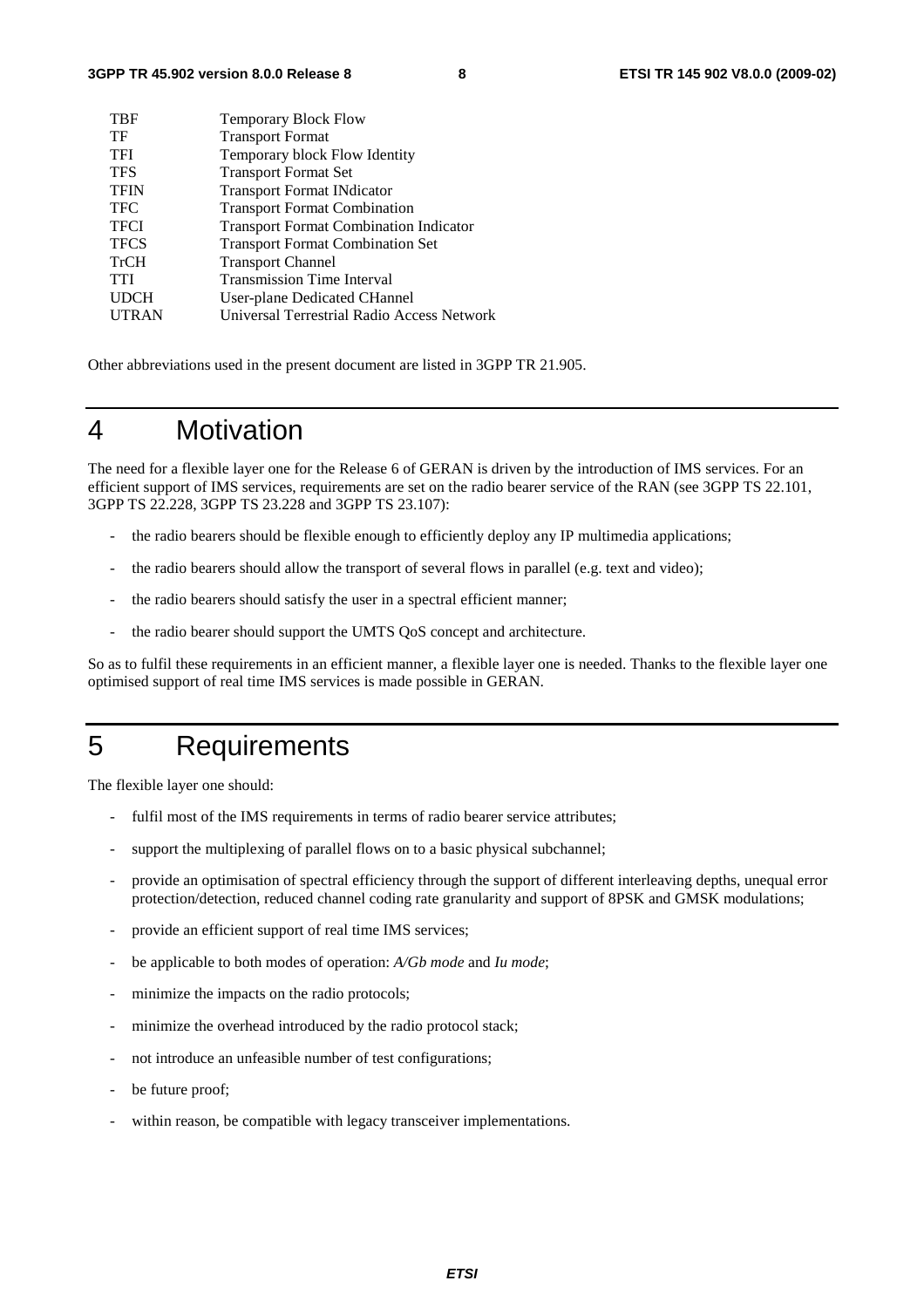| | |
|---|---|
| TBF | Temporary Block Flow |
| TF | Transport Format |
| TFI | Temporary block Flow Identity |
| TFS | Transport Format Set |
| TFIN | Transport Format INdicator |
| TFC | Transport Format Combination |
| TFCI | Transport Format Combination Indicator |
| TFCS | Transport Format Combination Set |
| TrCH | Transport Channel |
| TTI | Transmission Time Interval |
| UDCH | User-plane Dedicated CHannel |
| UTRAN | Universal Terrestrial Radio Access Network |

Other abbreviations used in the present document are listed in 3GPP TR 21.905.

# 4 Motivation

The need for a flexible layer one for the Release 6 of GERAN is driven by the introduction of IMS services. For an efficient support of IMS services, requirements are set on the radio bearer service of the RAN (see 3GPP TS 22.101, 3GPP TS 22.228, 3GPP TS 23.228 and 3GPP TS 23.107):

- the radio bearers should be flexible enough to efficiently deploy any IP multimedia applications;
- the radio bearers should allow the transport of several flows in parallel (e.g. text and video);
- the radio bearers should satisfy the user in a spectral efficient manner;
- the radio bearer should support the UMTS QoS concept and architecture.

So as to fulfil these requirements in an efficient manner, a flexible layer one is needed. Thanks to the flexible layer one optimised support of real time IMS services is made possible in GERAN.

# 5 Requirements

The flexible layer one should:

- fulfil most of the IMS requirements in terms of radio bearer service attributes;
- support the multiplexing of parallel flows on to a basic physical subchannel;
- provide an optimisation of spectral efficiency through the support of different interleaving depths, unequal error protection/detection, reduced channel coding rate granularity and support of 8PSK and GMSK modulations;
- provide an efficient support of real time IMS services;
- be applicable to both modes of operation: *A/Gb mode* and *Iu mode*;
- minimize the impacts on the radio protocols;
- minimize the overhead introduced by the radio protocol stack;
- not introduce an unfeasible number of test configurations;
- be future proof;
- within reason, be compatible with legacy transceiver implementations.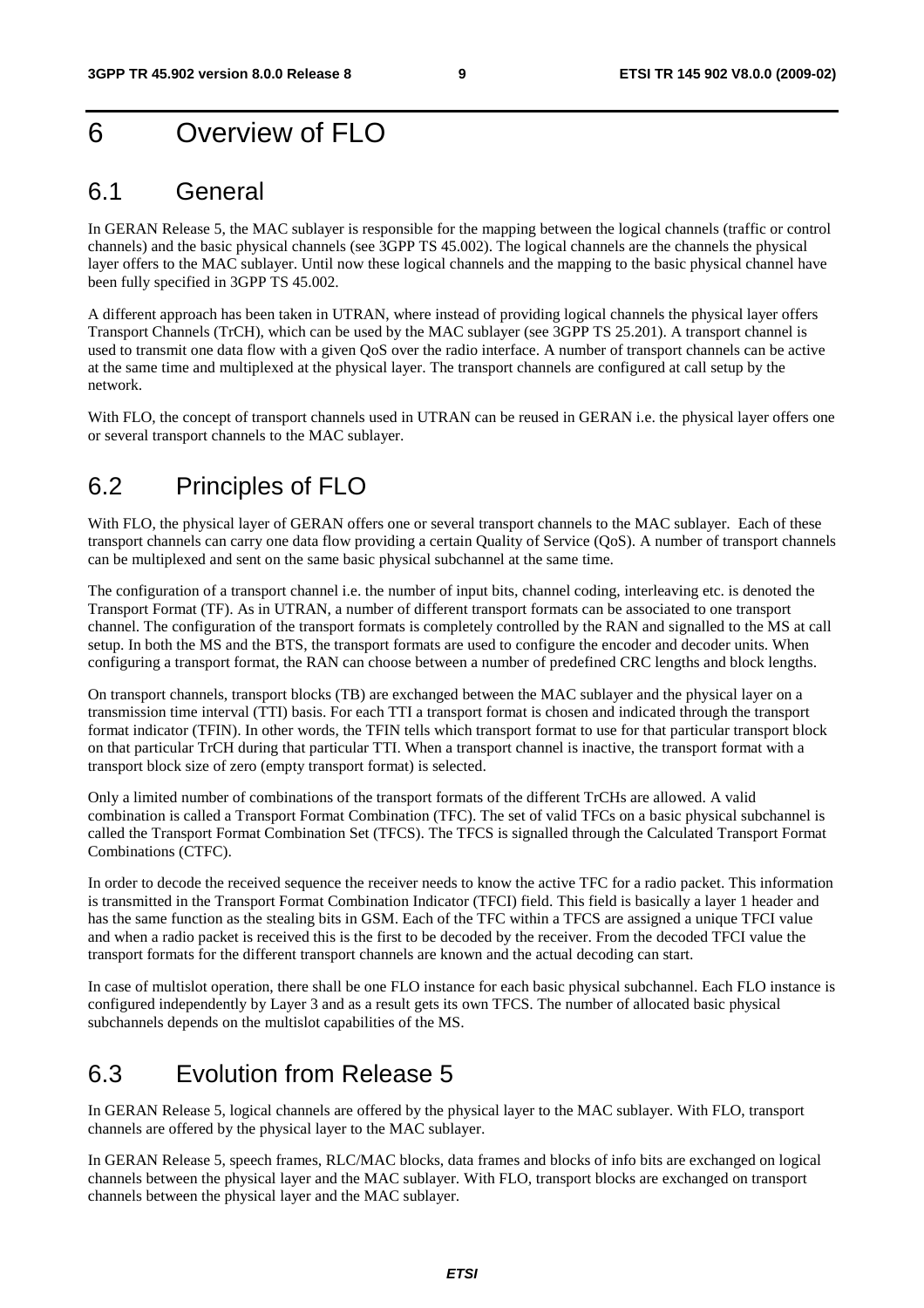# 6 Overview of FLO

## 6.1 General

In GERAN Release 5, the MAC sublayer is responsible for the mapping between the logical channels (traffic or control channels) and the basic physical channels (see 3GPP TS 45.002). The logical channels are the channels the physical layer offers to the MAC sublayer. Until now these logical channels and the mapping to the basic physical channel have been fully specified in 3GPP TS 45.002.

A different approach has been taken in UTRAN, where instead of providing logical channels the physical layer offers Transport Channels (TrCH), which can be used by the MAC sublayer (see 3GPP TS 25.201). A transport channel is used to transmit one data flow with a given QoS over the radio interface. A number of transport channels can be active at the same time and multiplexed at the physical layer. The transport channels are configured at call setup by the network.

With FLO, the concept of transport channels used in UTRAN can be reused in GERAN i.e. the physical layer offers one or several transport channels to the MAC sublayer.

## 6.2 Principles of FLO

With FLO, the physical layer of GERAN offers one or several transport channels to the MAC sublayer. Each of these transport channels can carry one data flow providing a certain Quality of Service (QoS). A number of transport channels can be multiplexed and sent on the same basic physical subchannel at the same time.

The configuration of a transport channel i.e. the number of input bits, channel coding, interleaving etc. is denoted the Transport Format (TF). As in UTRAN, a number of different transport formats can be associated to one transport channel. The configuration of the transport formats is completely controlled by the RAN and signalled to the MS at call setup. In both the MS and the BTS, the transport formats are used to configure the encoder and decoder units. When configuring a transport format, the RAN can choose between a number of predefined CRC lengths and block lengths.

On transport channels, transport blocks (TB) are exchanged between the MAC sublayer and the physical layer on a transmission time interval (TTI) basis. For each TTI a transport format is chosen and indicated through the transport format indicator (TFIN). In other words, the TFIN tells which transport format to use for that particular transport block on that particular TrCH during that particular TTI. When a transport channel is inactive, the transport format with a transport block size of zero (empty transport format) is selected.

Only a limited number of combinations of the transport formats of the different TrCHs are allowed. A valid combination is called a Transport Format Combination (TFC). The set of valid TFCs on a basic physical subchannel is called the Transport Format Combination Set (TFCS). The TFCS is signalled through the Calculated Transport Format Combinations (CTFC).

In order to decode the received sequence the receiver needs to know the active TFC for a radio packet. This information is transmitted in the Transport Format Combination Indicator (TFCI) field. This field is basically a layer 1 header and has the same function as the stealing bits in GSM. Each of the TFC within a TFCS are assigned a unique TFCI value and when a radio packet is received this is the first to be decoded by the receiver. From the decoded TFCI value the transport formats for the different transport channels are known and the actual decoding can start.

In case of multislot operation, there shall be one FLO instance for each basic physical subchannel. Each FLO instance is configured independently by Layer 3 and as a result gets its own TFCS. The number of allocated basic physical subchannels depends on the multislot capabilities of the MS.

## 6.3 Evolution from Release 5

In GERAN Release 5, logical channels are offered by the physical layer to the MAC sublayer. With FLO, transport channels are offered by the physical layer to the MAC sublayer.

In GERAN Release 5, speech frames, RLC/MAC blocks, data frames and blocks of info bits are exchanged on logical channels between the physical layer and the MAC sublayer. With FLO, transport blocks are exchanged on transport channels between the physical layer and the MAC sublayer.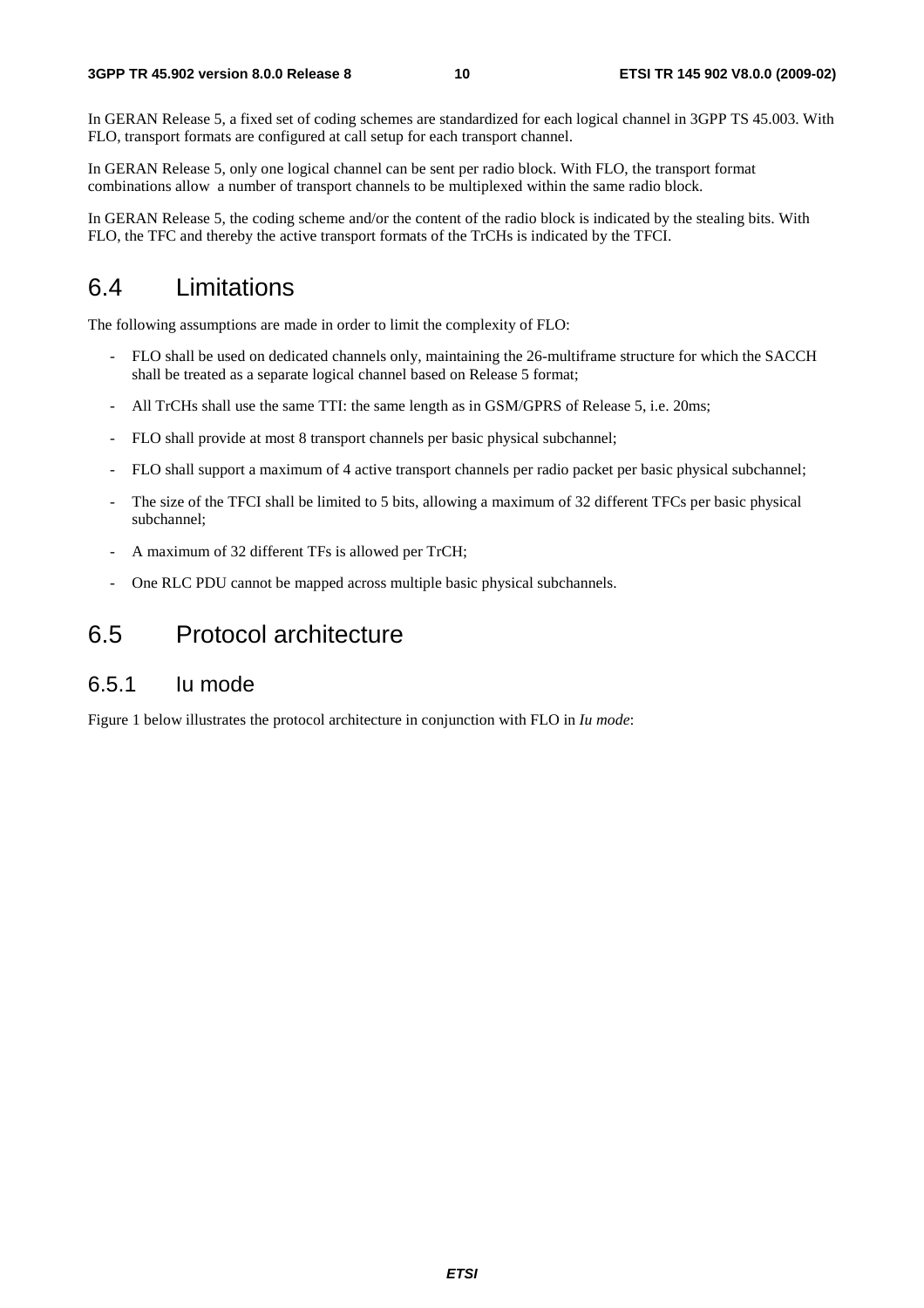In GERAN Release 5, a fixed set of coding schemes are standardized for each logical channel in 3GPP TS 45.003. With FLO, transport formats are configured at call setup for each transport channel.

In GERAN Release 5, only one logical channel can be sent per radio block. With FLO, the transport format combinations allow a number of transport channels to be multiplexed within the same radio block.

In GERAN Release 5, the coding scheme and/or the content of the radio block is indicated by the stealing bits. With FLO, the TFC and thereby the active transport formats of the TrCHs is indicated by the TFCI.

## 6.4 Limitations

The following assumptions are made in order to limit the complexity of FLO:

- FLO shall be used on dedicated channels only, maintaining the 26-multiframe structure for which the SACCH shall be treated as a separate logical channel based on Release 5 format;
- All TrCHs shall use the same TTI: the same length as in GSM/GPRS of Release 5, i.e. 20ms;
- FLO shall provide at most 8 transport channels per basic physical subchannel;
- FLO shall support a maximum of 4 active transport channels per radio packet per basic physical subchannel;
- The size of the TFCI shall be limited to 5 bits, allowing a maximum of 32 different TFCs per basic physical subchannel;
- A maximum of 32 different TFs is allowed per TrCH;
- One RLC PDU cannot be mapped across multiple basic physical subchannels.

## 6.5 Protocol architecture

### 6.5.1 Iu mode

Figure 1 below illustrates the protocol architecture in conjunction with FLO in *Iu mode*: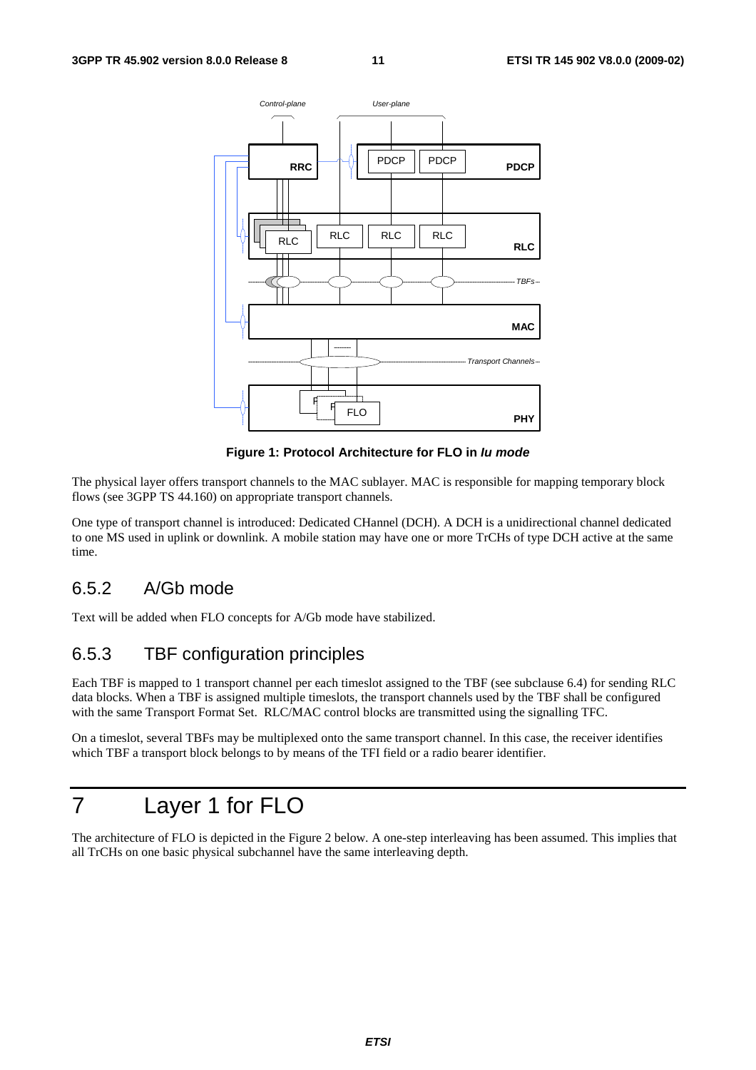**Figure 1: Protocol Architecture for FLO in *Iu mode***

The physical layer offers transport channels to the MAC sublayer. MAC is responsible for mapping temporary block flows (see 3GPP TS 44.160) on appropriate transport channels.

One type of transport channel is introduced: Dedicated CHannel (DCH). A DCH is a unidirectional channel dedicated to one MS used in uplink or downlink. A mobile station may have one or more TrCHs of type DCH active at the same time.

## 6.5.2 A/Gb mode

Text will be added when FLO concepts for A/Gb mode have stabilized.

## 6.5.3 TBF configuration principles

Each TBF is mapped to 1 transport channel per each timeslot assigned to the TBF (see subclause 6.4) for sending RLC data blocks. When a TBF is assigned multiple timeslots, the transport channels used by the TBF shall be configured with the same Transport Format Set. RLC/MAC control blocks are transmitted using the signalling TFC.

On a timeslot, several TBFs may be multiplexed onto the same transport channel. In this case, the receiver identifies which TBF a transport block belongs to by means of the TFI field or a radio bearer identifier.

# 7 Layer 1 for FLO

The architecture of FLO is depicted in the Figure 2 below. A one-step interleaving has been assumed. This implies that all TrCHs on one basic physical subchannel have the same interleaving depth.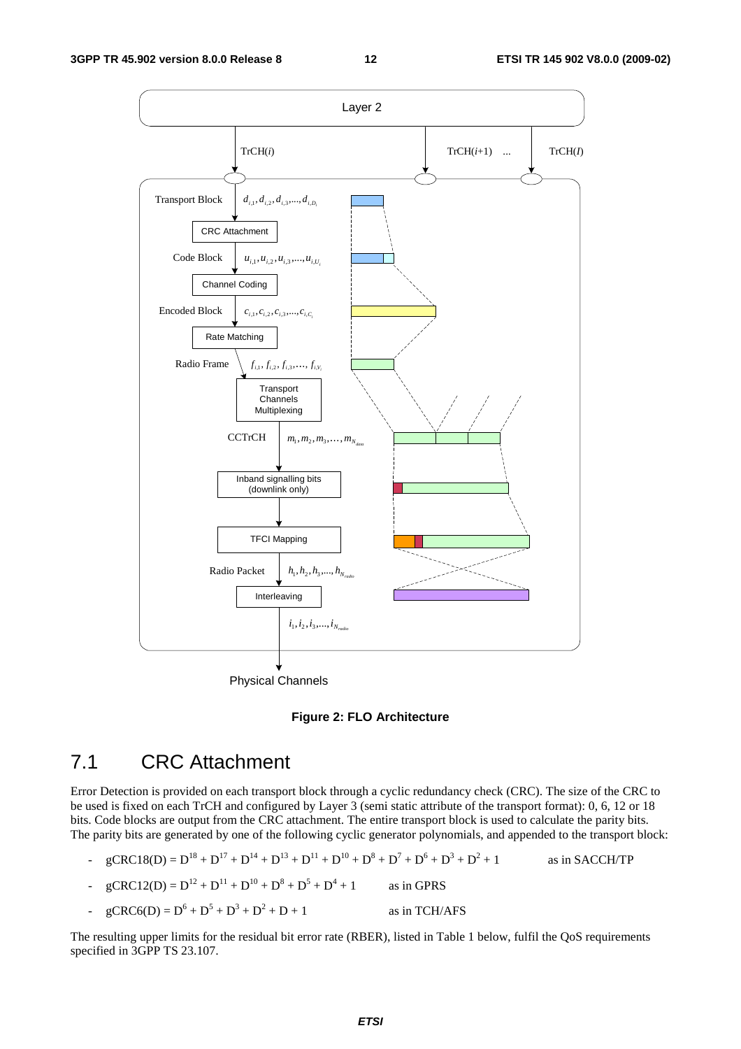Figure 2: FLO Architecture

## 7.1 CRC Attachment

Error Detection is provided on each transport block through a cyclic redundancy check (CRC). The size of the CRC to be used is fixed on each TrCH and configured by Layer 3 (semi static attribute of the transport format): 0, 6, 12 or 18 bits. Code blocks are output from the CRC attachment. The entire transport block is used to calculate the parity bits. The parity bits are generated by one of the following cyclic generator polynomials, and appended to the transport block:

- $gCRC18(D) = D^{18} + D^{17} + D^{14} + D^{13} + D^{11} + D^{10} + D^{8} + D^{7} + D^{6} + D^{3} + D^{2} + 1$ as in SACCH/TP
- $gCRC12(D) = D^{12} + D^{11} + D^{10} + D^{8} + D^{5} + D^{4} + 1$ as in GPRS
- $gCRC6(D) = D^{6} + D^{5} + D^{3} + D^{2} + D + 1$ as in TCH/AFS

The resulting upper limits for the residual bit error rate (RBER), listed in Table 1 below, fulfil the QoS requirements specified in 3GPP TS 23.107.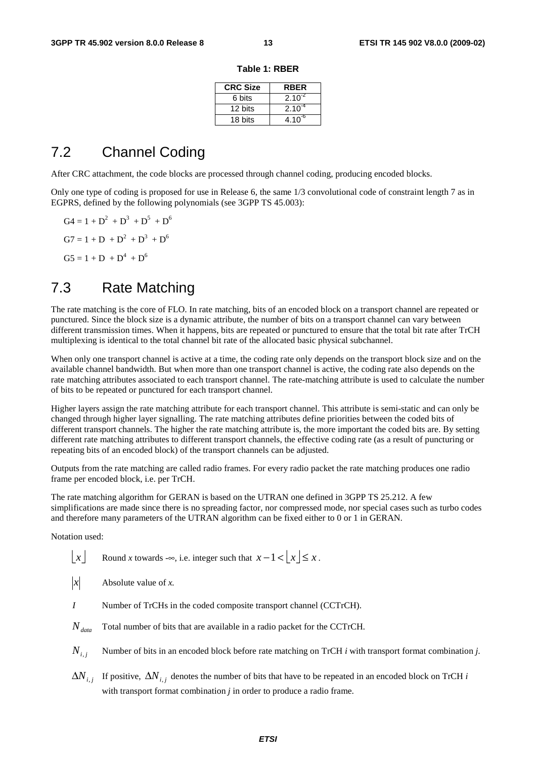**Table 1: RBER**

| CRC Size | RBER |
|---|---|
| 6 bits | $2.10^{-2}$ |
| 12 bits | $2.10^{-4}$ |
| 18 bits | $4.10^{-6}$ |

## 7.2 Channel Coding

After CRC attachment, the code blocks are processed through channel coding, producing encoded blocks.

Only one type of coding is proposed for use in Release 6, the same 1/3 convolutional code of constraint length 7 as in EGPRS, defined by the following polynomials (see 3GPP TS 45.003):

$G4 = 1 + D^2 + D^3 + D^5 + D^6$

$G7 = 1 + D + D^2 + D^3 + D^6$

$G5 = 1 + D + D^4 + D^6$

## 7.3 Rate Matching

The rate matching is the core of FLO. In rate matching, bits of an encoded block on a transport channel are repeated or punctured. Since the block size is a dynamic attribute, the number of bits on a transport channel can vary between different transmission times. When it happens, bits are repeated or punctured to ensure that the total bit rate after TrCH multiplexing is identical to the total channel bit rate of the allocated basic physical subchannel.

When only one transport channel is active at a time, the coding rate only depends on the transport block size and on the available channel bandwidth. But when more than one transport channel is active, the coding rate also depends on the rate matching attributes associated to each transport channel. The rate-matching attribute is used to calculate the number of bits to be repeated or punctured for each transport channel.

Higher layers assign the rate matching attribute for each transport channel. This attribute is semi-static and can only be changed through higher layer signalling. The rate matching attributes define priorities between the coded bits of different transport channels. The higher the rate matching attribute is, the more important the coded bits are. By setting different rate matching attributes to different transport channels, the effective coding rate (as a result of puncturing or repeating bits of an encoded block) of the transport channels can be adjusted.

Outputs from the rate matching are called radio frames. For every radio packet the rate matching produces one radio frame per encoded block, i.e. per TrCH.

The rate matching algorithm for GERAN is based on the UTRAN one defined in 3GPP TS 25.212. A few simplifications are made since there is no spreading factor, nor compressed mode, nor special cases such as turbo codes and therefore many parameters of the UTRAN algorithm can be fixed either to 0 or 1 in GERAN.

Notation used:

$\lfloor x \rfloor$ Round *x* towards -∞, i.e. integer such that $x - 1 < \lfloor x \rfloor \le x$.

$|x|$ Absolute value of *x*.

$I$ Number of TrCHs in the coded composite transport channel (CCTrCH).

$N_{data}$ Total number of bits that are available in a radio packet for the CCTrCH.

$N_{i,j}$ Number of bits in an encoded block before rate matching on TrCH *i* with transport format combination *j*.

$\Delta N_{i,j}$ If positive, $\Delta N_{i,j}$ denotes the number of bits that have to be repeated in an encoded block on TrCH *i* with transport format combination *j* in order to produce a radio frame.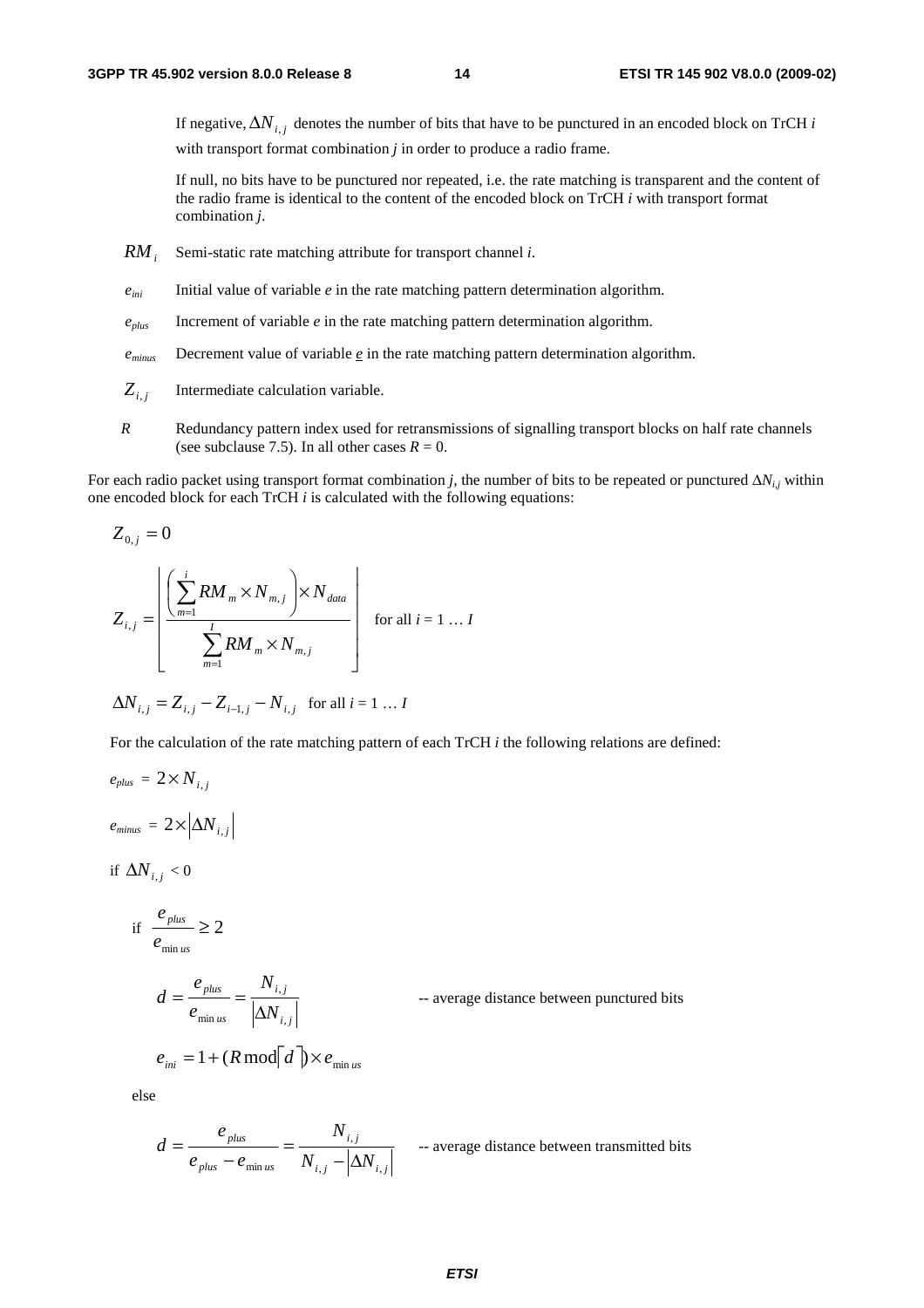If negative, $\Delta N_{i,j}$ denotes the number of bits that have to be punctured in an encoded block on TrCH *i* with transport format combination *j* in order to produce a radio frame.

If null, no bits have to be punctured nor repeated, i.e. the rate matching is transparent and the content of the radio frame is identical to the content of the encoded block on TrCH *i* with transport format combination *j*.

$RM_i$ Semi-static rate matching attribute for transport channel *i*.

$e_{ini}$ Initial value of variable *e* in the rate matching pattern determination algorithm.

$e_{plus}$ Increment of variable *e* in the rate matching pattern determination algorithm.

$e_{minus}$ Decrement value of variable *e* in the rate matching pattern determination algorithm.

$Z_{i,j}$ Intermediate calculation variable.

$R$ Redundancy pattern index used for retransmissions of signalling transport blocks on half rate channels (see subclause 7.5). In all other cases $R = 0$.

For each radio packet using transport format combination *j*, the number of bits to be repeated or punctured $\Delta N_{i,j}$ within one encoded block for each TrCH *i* is calculated with the following equations:

$$Z_{0,j} = 0$$

$$Z_{i,j} = \left\lfloor \frac{\left( \sum_{m=1}^{i} RM_m \times N_{m,j} \right) \times N_{data}}{\sum_{m=1}^{I} RM_m \times N_{m,j}} \right\rfloor \quad \text{for all } i = 1 \ldots I$$

$$\Delta N_{i,j} = Z_{i,j} - Z_{i-1,j} - N_{i,j} \quad \text{for all } i = 1 \ldots I$$

For the calculation of the rate matching pattern of each TrCH *i* the following relations are defined:

$$e_{plus} = 2 \times N_{i,j}$$

$$e_{minus} = 2 \times \left| \Delta N_{i,j} \right|$$

if $\Delta N_{i,j} < 0$

if $\frac{e_{plus}}{e_{minus}} \geq 2$

$$d = \frac{e_{plus}}{e_{minus}} = \frac{N_{i,j}}{\left| \Delta N_{i,j} \right|} \qquad \text{-- average distance between punctured bits}$$

$$e_{ini} = 1 + (R \bmod \lceil d \rceil) \times e_{minus}$$

else

$$d = \frac{e_{plus}}{e_{plus} - e_{minus}} = \frac{N_{i,j}}{N_{i,j} - \left| \Delta N_{i,j} \right|} \qquad \text{-- average distance between transmitted bits}$$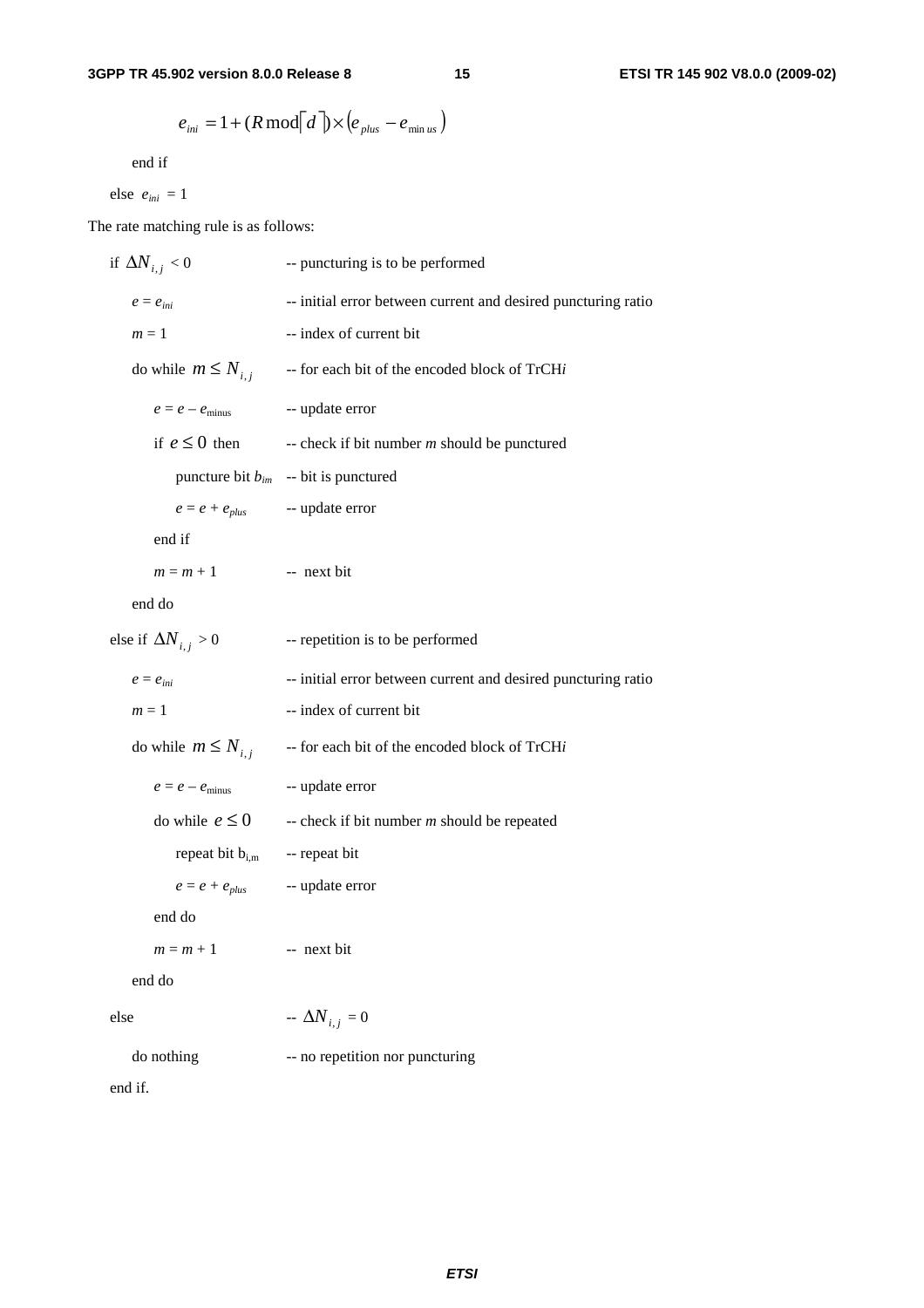$$e_{ini} = 1 + (R \bmod \lceil d \rceil) \times (e_{plus} - e_{minus})$$

end if

else $e_{ini}$ = 1

The rate matching rule is as follows:

```
if ΔN_{i,j} < 0               -- puncturing is to be performed
    e = e_ini                 -- initial error between current and desired puncturing ratio
    m = 1                     -- index of current bit
    do while m ≤ N_{i,j}      -- for each bit of the encoded block of TrCHi
        e = e – e_minus       -- update error
        if e ≤ 0 then         -- check if bit number m should be punctured
            puncture bit b_im -- bit is punctured
            e = e + e_plus    -- update error
        end if
        m = m + 1             --  next bit
    end do
else if ΔN_{i,j} > 0          -- repetition is to be performed
    e = e_ini                 -- initial error between current and desired puncturing ratio
    m = 1                     -- index of current bit
    do while m ≤ N_{i,j}      -- for each bit of the encoded block of TrCHi
        e = e – e_minus       -- update error
        do while e ≤ 0        -- check if bit number m should be repeated
            repeat bit b_i,m  -- repeat bit
            e = e + e_plus    -- update error
        end do
        m = m + 1             --  next bit
    end do
else                          -- ΔN_{i,j} = 0
    do nothing                -- no repetition nor puncturing
end if.
```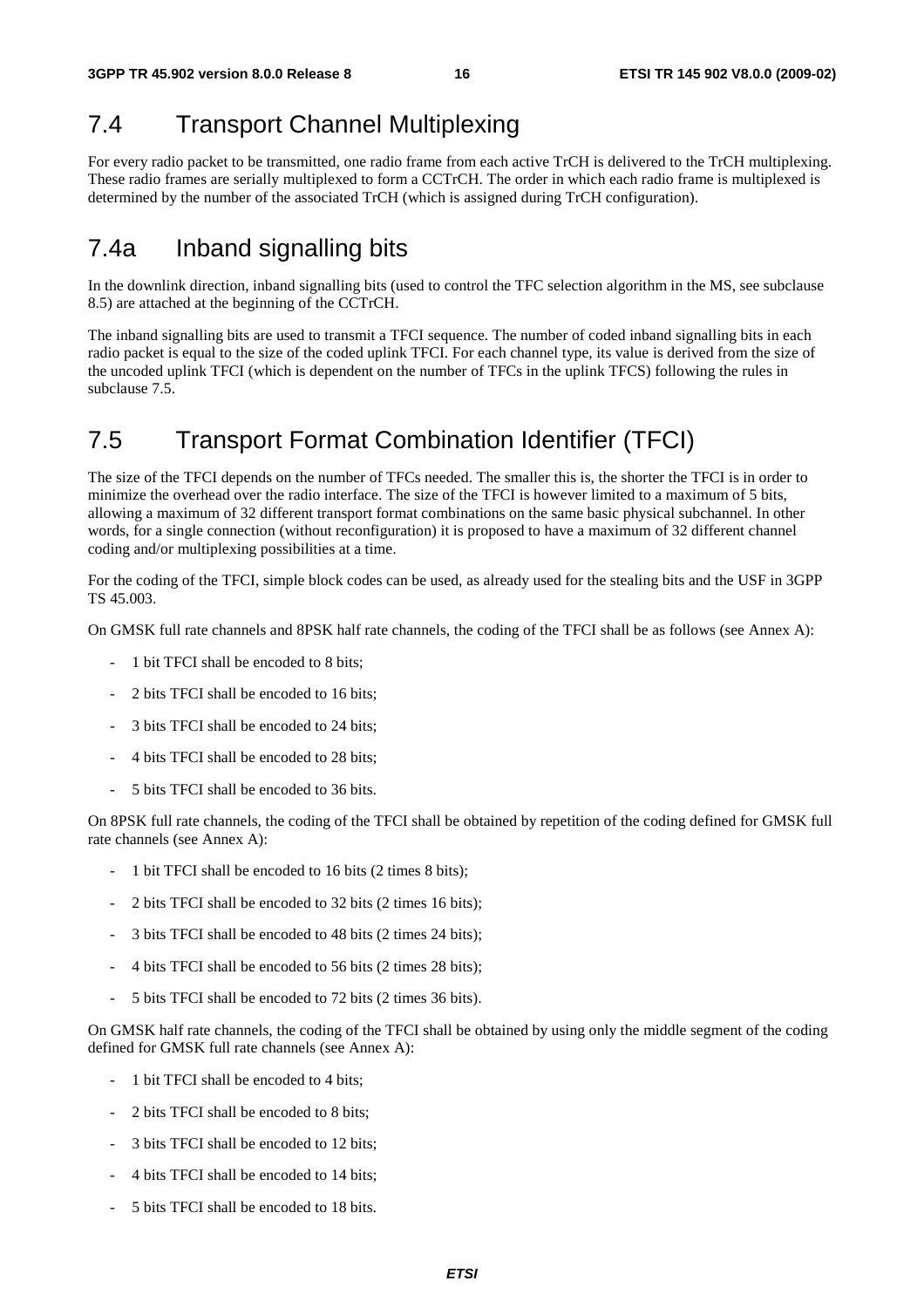## 7.4 Transport Channel Multiplexing

For every radio packet to be transmitted, one radio frame from each active TrCH is delivered to the TrCH multiplexing. These radio frames are serially multiplexed to form a CCTrCH. The order in which each radio frame is multiplexed is determined by the number of the associated TrCH (which is assigned during TrCH configuration).

## 7.4a Inband signalling bits

In the downlink direction, inband signalling bits (used to control the TFC selection algorithm in the MS, see subclause 8.5) are attached at the beginning of the CCTrCH.

The inband signalling bits are used to transmit a TFCI sequence. The number of coded inband signalling bits in each radio packet is equal to the size of the coded uplink TFCI. For each channel type, its value is derived from the size of the uncoded uplink TFCI (which is dependent on the number of TFCs in the uplink TFCS) following the rules in subclause 7.5.

## 7.5 Transport Format Combination Identifier (TFCI)

The size of the TFCI depends on the number of TFCs needed. The smaller this is, the shorter the TFCI is in order to minimize the overhead over the radio interface. The size of the TFCI is however limited to a maximum of 5 bits, allowing a maximum of 32 different transport format combinations on the same basic physical subchannel. In other words, for a single connection (without reconfiguration) it is proposed to have a maximum of 32 different channel coding and/or multiplexing possibilities at a time.

For the coding of the TFCI, simple block codes can be used, as already used for the stealing bits and the USF in 3GPP TS 45.003.

On GMSK full rate channels and 8PSK half rate channels, the coding of the TFCI shall be as follows (see Annex A):

- 1 bit TFCI shall be encoded to 8 bits;
- 2 bits TFCI shall be encoded to 16 bits;
- 3 bits TFCI shall be encoded to 24 bits;
- 4 bits TFCI shall be encoded to 28 bits;
- 5 bits TFCI shall be encoded to 36 bits.

On 8PSK full rate channels, the coding of the TFCI shall be obtained by repetition of the coding defined for GMSK full rate channels (see Annex A):

- 1 bit TFCI shall be encoded to 16 bits (2 times 8 bits);
- 2 bits TFCI shall be encoded to 32 bits (2 times 16 bits);
- 3 bits TFCI shall be encoded to 48 bits (2 times 24 bits);
- 4 bits TFCI shall be encoded to 56 bits (2 times 28 bits);
- 5 bits TFCI shall be encoded to 72 bits (2 times 36 bits).

On GMSK half rate channels, the coding of the TFCI shall be obtained by using only the middle segment of the coding defined for GMSK full rate channels (see Annex A):

- 1 bit TFCI shall be encoded to 4 bits;
- 2 bits TFCI shall be encoded to 8 bits;
- 3 bits TFCI shall be encoded to 12 bits;
- 4 bits TFCI shall be encoded to 14 bits;
- 5 bits TFCI shall be encoded to 18 bits.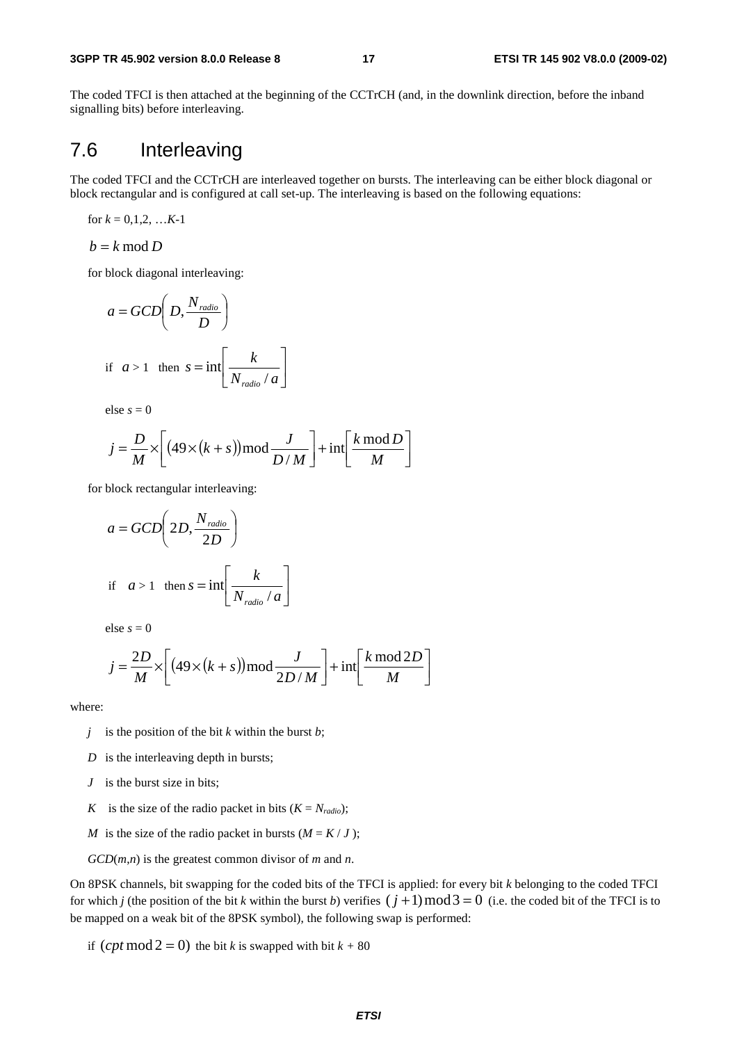The coded TFCI is then attached at the beginning of the CCTrCH (and, in the downlink direction, before the inband signalling bits) before interleaving.

## 7.6 Interleaving

The coded TFCI and the CCTrCH are interleaved together on bursts. The interleaving can be either block diagonal or block rectangular and is configured at call set-up. The interleaving is based on the following equations:

for $k = 0,1,2, \ldots K\text{-}1$

$b = k \bmod D$

for block diagonal interleaving:

$$a = GCD\left(D, \frac{N_{radio}}{D}\right)$$

if $a > 1$ then $s = \text{int}\left[\frac{k}{N_{radio} / a}\right]$

else $s = 0$

$$j = \frac{D}{M} \times \left[(49 \times (k+s)) \bmod \frac{J}{D/M}\right] + \text{int}\left[\frac{k \bmod D}{M}\right]$$

for block rectangular interleaving:

$$a = GCD\left(2D, \frac{N_{radio}}{2D}\right)$$

if $a > 1$ then $s = \text{int}\left[\frac{k}{N_{radio} / a}\right]$

else $s = 0$

$$j = \frac{2D}{M} \times \left[(49 \times (k+s)) \bmod \frac{J}{2D/M}\right] + \text{int}\left[\frac{k \bmod 2D}{M}\right]$$

where:

- $j$ is the position of the bit $k$ within the burst $b$;
- $D$ is the interleaving depth in bursts;
- $J$ is the burst size in bits;
- $K$ is the size of the radio packet in bits ($K = N_{radio}$);
- $M$ is the size of the radio packet in bursts ($M = K / J$);
- $GCD(m,n)$ is the greatest common divisor of $m$ and $n$.

On 8PSK channels, bit swapping for the coded bits of the TFCI is applied: for every bit $k$ belonging to the coded TFCI for which $j$ (the position of the bit $k$ within the burst $b$) verifies $(j+1) \bmod 3 = 0$ (i.e. the coded bit of the TFCI is to be mapped on a weak bit of the 8PSK symbol), the following swap is performed:

if $(cpt \bmod 2 = 0)$ the bit $k$ is swapped with bit $k + 80$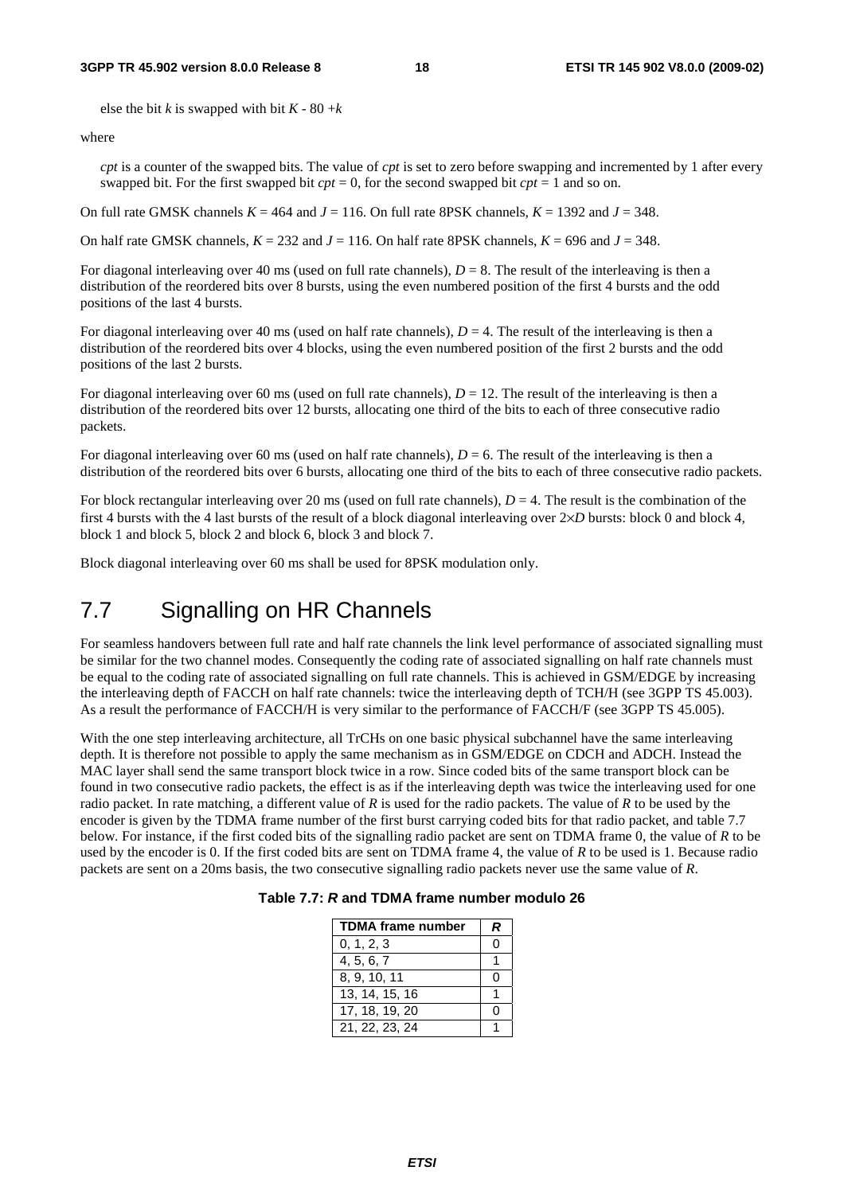else the bit $k$ is swapped with bit $K - 80 + k$

where

$cpt$ is a counter of the swapped bits. The value of $cpt$ is set to zero before swapping and incremented by 1 after every swapped bit. For the first swapped bit $cpt = 0$, for the second swapped bit $cpt = 1$ and so on.

On full rate GMSK channels $K = 464$ and $J = 116$. On full rate 8PSK channels, $K = 1392$ and $J = 348$.

On half rate GMSK channels, $K = 232$ and $J = 116$. On half rate 8PSK channels, $K = 696$ and $J = 348$.

For diagonal interleaving over 40 ms (used on full rate channels), $D = 8$. The result of the interleaving is then a distribution of the reordered bits over 8 bursts, using the even numbered position of the first 4 bursts and the odd positions of the last 4 bursts.

For diagonal interleaving over 40 ms (used on half rate channels), $D = 4$. The result of the interleaving is then a distribution of the reordered bits over 4 blocks, using the even numbered position of the first 2 bursts and the odd positions of the last 2 bursts.

For diagonal interleaving over 60 ms (used on full rate channels), $D = 12$. The result of the interleaving is then a distribution of the reordered bits over 12 bursts, allocating one third of the bits to each of three consecutive radio packets.

For diagonal interleaving over 60 ms (used on half rate channels), $D = 6$. The result of the interleaving is then a distribution of the reordered bits over 6 bursts, allocating one third of the bits to each of three consecutive radio packets.

For block rectangular interleaving over 20 ms (used on full rate channels), $D = 4$. The result is the combination of the first 4 bursts with the 4 last bursts of the result of a block diagonal interleaving over $2 \times D$ bursts: block 0 and block 4, block 1 and block 5, block 2 and block 6, block 3 and block 7.

Block diagonal interleaving over 60 ms shall be used for 8PSK modulation only.

## 7.7 Signalling on HR Channels

For seamless handovers between full rate and half rate channels the link level performance of associated signalling must be similar for the two channel modes. Consequently the coding rate of associated signalling on half rate channels must be equal to the coding rate of associated signalling on full rate channels. This is achieved in GSM/EDGE by increasing the interleaving depth of FACCH on half rate channels: twice the interleaving depth of TCH/H (see 3GPP TS 45.003). As a result the performance of FACCH/H is very similar to the performance of FACCH/F (see 3GPP TS 45.005).

With the one step interleaving architecture, all TrCHs on one basic physical subchannel have the same interleaving depth. It is therefore not possible to apply the same mechanism as in GSM/EDGE on CDCH and ADCH. Instead the MAC layer shall send the same transport block twice in a row. Since coded bits of the same transport block can be found in two consecutive radio packets, the effect is as if the interleaving depth was twice the interleaving used for one radio packet. In rate matching, a different value of $R$ is used for the radio packets. The value of $R$ to be used by the encoder is given by the TDMA frame number of the first burst carrying coded bits for that radio packet, and table 7.7 below. For instance, if the first coded bits of the signalling radio packet are sent on TDMA frame 0, the value of $R$ to be used by the encoder is 0. If the first coded bits are sent on TDMA frame 4, the value of $R$ to be used is 1. Because radio packets are sent on a 20ms basis, the two consecutive signalling radio packets never use the same value of $R$.

**Table 7.7: *R* and TDMA frame number modulo 26**

| TDMA frame number | *R* |
|---|---|
| 0, 1, 2, 3 | 0 |
| 4, 5, 6, 7 | 1 |
| 8, 9, 10, 11 | 0 |
| 13, 14, 15, 16 | 1 |
| 17, 18, 19, 20 | 0 |
| 21, 22, 23, 24 | 1 |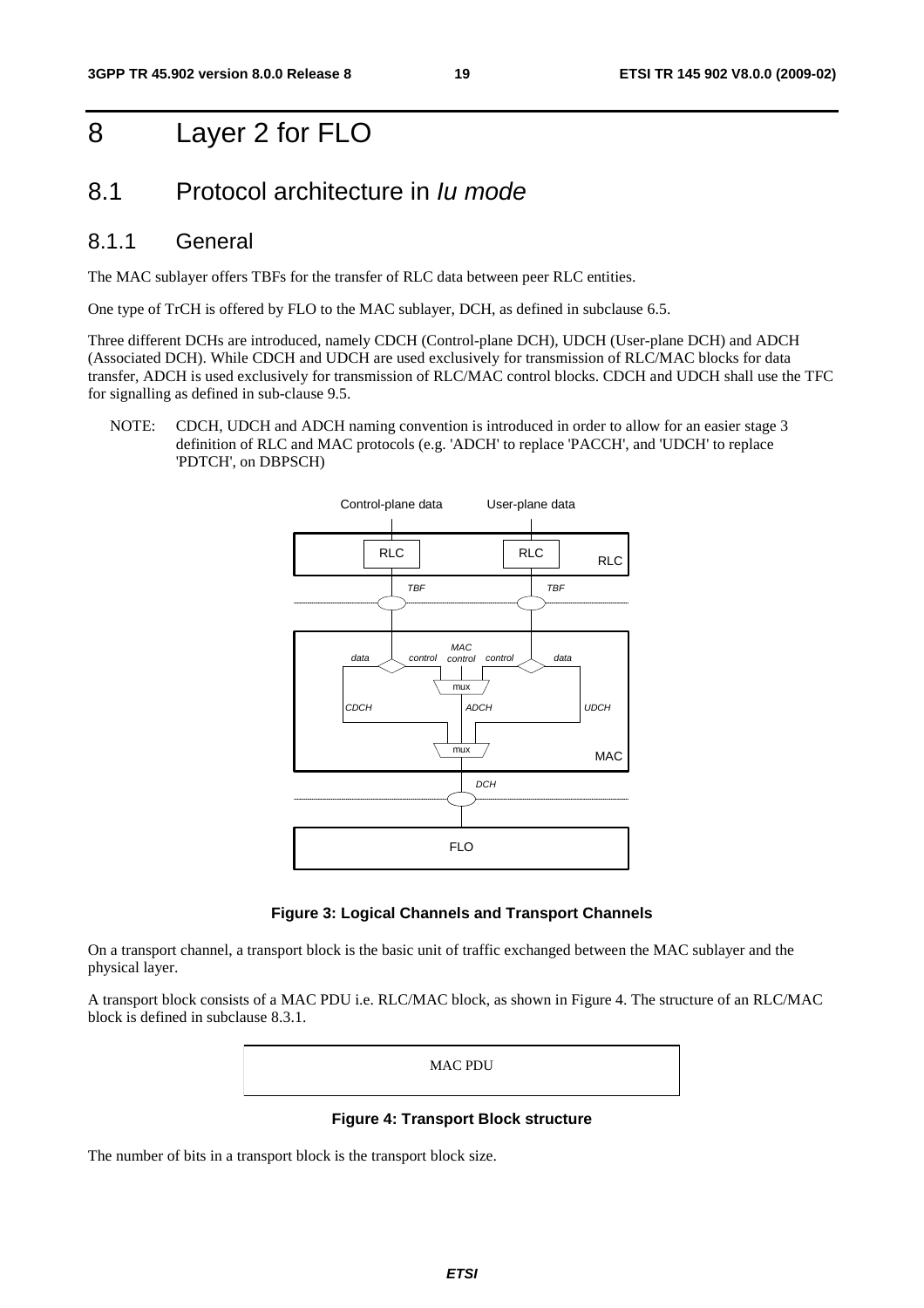# 8 Layer 2 for FLO

## 8.1 Protocol architecture in *Iu mode*

### 8.1.1 General

The MAC sublayer offers TBFs for the transfer of RLC data between peer RLC entities.

One type of TrCH is offered by FLO to the MAC sublayer, DCH, as defined in subclause 6.5.

Three different DCHs are introduced, namely CDCH (Control-plane DCH), UDCH (User-plane DCH) and ADCH (Associated DCH). While CDCH and UDCH are used exclusively for transmission of RLC/MAC blocks for data transfer, ADCH is used exclusively for transmission of RLC/MAC control blocks. CDCH and UDCH shall use the TFC for signalling as defined in sub-clause 9.5.

NOTE: CDCH, UDCH and ADCH naming convention is introduced in order to allow for an easier stage 3 definition of RLC and MAC protocols (e.g. 'ADCH' to replace 'PACCH', and 'UDCH' to replace 'PDTCH', on DBPSCH)

**Figure 3: Logical Channels and Transport Channels**

On a transport channel, a transport block is the basic unit of traffic exchanged between the MAC sublayer and the physical layer.

A transport block consists of a MAC PDU i.e. RLC/MAC block, as shown in Figure 4. The structure of an RLC/MAC block is defined in subclause 8.3.1.

| MAC PDU |
|---|

**Figure 4: Transport Block structure**

The number of bits in a transport block is the transport block size.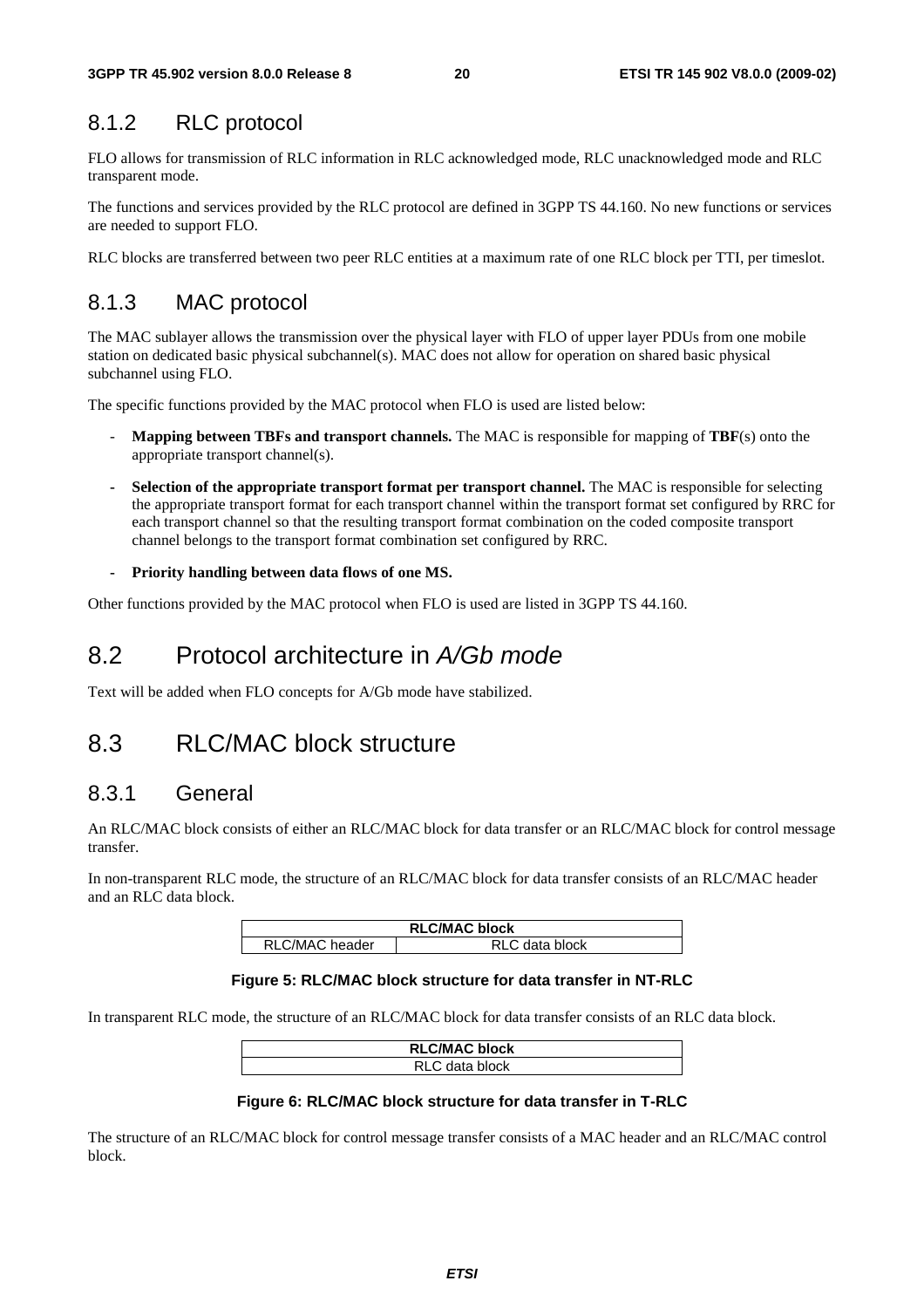### 8.1.2 RLC protocol

FLO allows for transmission of RLC information in RLC acknowledged mode, RLC unacknowledged mode and RLC transparent mode.

The functions and services provided by the RLC protocol are defined in 3GPP TS 44.160. No new functions or services are needed to support FLO.

RLC blocks are transferred between two peer RLC entities at a maximum rate of one RLC block per TTI, per timeslot.

### 8.1.3 MAC protocol

The MAC sublayer allows the transmission over the physical layer with FLO of upper layer PDUs from one mobile station on dedicated basic physical subchannel(s). MAC does not allow for operation on shared basic physical subchannel using FLO.

The specific functions provided by the MAC protocol when FLO is used are listed below:

- **Mapping between TBFs and transport channels.** The MAC is responsible for mapping of **TBF**(s) onto the appropriate transport channel(s).
- **Selection of the appropriate transport format per transport channel.** The MAC is responsible for selecting the appropriate transport format for each transport channel within the transport format set configured by RRC for each transport channel so that the resulting transport format combination on the coded composite transport channel belongs to the transport format combination set configured by RRC.
- **Priority handling between data flows of one MS.**

Other functions provided by the MAC protocol when FLO is used are listed in 3GPP TS 44.160.

## 8.2 Protocol architecture in *A/Gb mode*

Text will be added when FLO concepts for A/Gb mode have stabilized.

## 8.3 RLC/MAC block structure

### 8.3.1 General

An RLC/MAC block consists of either an RLC/MAC block for data transfer or an RLC/MAC block for control message transfer.

In non-transparent RLC mode, the structure of an RLC/MAC block for data transfer consists of an RLC/MAC header and an RLC data block.

| **RLC/MAC block** | |
|---|---|
| RLC/MAC header | RLC data block |

**Figure 5: RLC/MAC block structure for data transfer in NT-RLC**

In transparent RLC mode, the structure of an RLC/MAC block for data transfer consists of an RLC data block.

| **RLC/MAC block** |
|---|
| RLC data block |

**Figure 6: RLC/MAC block structure for data transfer in T-RLC**

The structure of an RLC/MAC block for control message transfer consists of a MAC header and an RLC/MAC control block.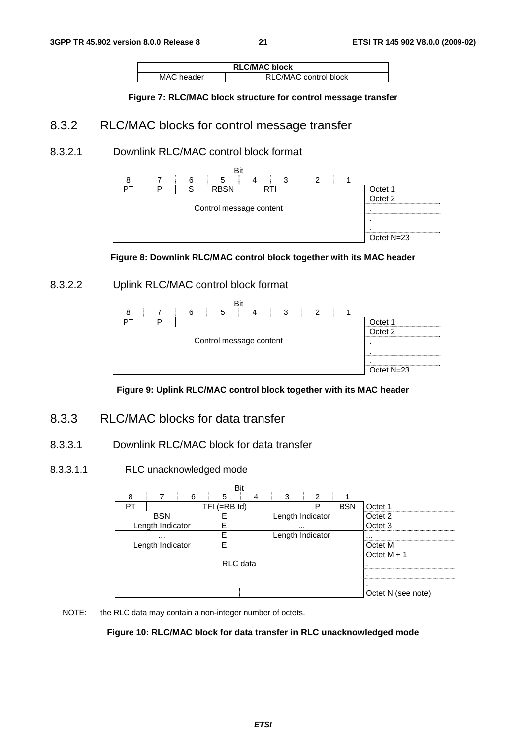| RLC/MAC block | |
|---|---|
| MAC header | RLC/MAC control block |

**Figure 7: RLC/MAC block structure for control message transfer**

## 8.3.2 RLC/MAC blocks for control message transfer

### 8.3.2.1 Downlink RLC/MAC control block format

| Bit 8 | 7 | 6 | 5 | 4 | 3 | 2 | 1 | |
|---|---|---|---|---|---|---|---|---|
| PT | P | S | RBSN | RTI | | | | Octet 1 |
| Control message content | | | | | | | | Octet 2 |
| | | | | | | | | . |
| | | | | | | | | . |
| | | | | | | | | . |
| | | | | | | | | Octet N=23 |

**Figure 8: Downlink RLC/MAC control block together with its MAC header**

### 8.3.2.2 Uplink RLC/MAC control block format

| Bit 8 | 7 | 6 | 5 | 4 | 3 | 2 | 1 | |
|---|---|---|---|---|---|---|---|---|
| PT | P | Control message content | | | | | | Octet 1 |
| | | | | | | | | Octet 2 |
| | | | | | | | | . |
| | | | | | | | | . |
| | | | | | | | | . |
| | | | | | | | | Octet N=23 |

**Figure 9: Uplink RLC/MAC control block together with its MAC header**

## 8.3.3 RLC/MAC blocks for data transfer

### 8.3.3.1 Downlink RLC/MAC block for data transfer

#### 8.3.3.1.1 RLC unacknowledged mode

| Bit 8 | 7 | 6 | 5 | 4 | 3 | 2 | 1 | |
|---|---|---|---|---|---|---|---|---|
| PT | TFI (=RB Id) | | | | | P | BSN | Octet 1 |
| BSN | | | E | Length Indicator | | | | Octet 2 |
| Length Indicator | | | E | ... | | | | Octet 3 |
| ... | | | E | Length Indicator | | | | ... |
| Length Indicator | | | E | | | | | Octet M |
| RLC data | | | | | | | | Octet M + 1 |
| | | | | | | | | . |
| | | | | | | | | . |
| | | | | | | | | . |
| | | | | | | | | Octet N (see note) |

NOTE: the RLC data may contain a non-integer number of octets.

**Figure 10: RLC/MAC block for data transfer in RLC unacknowledged mode**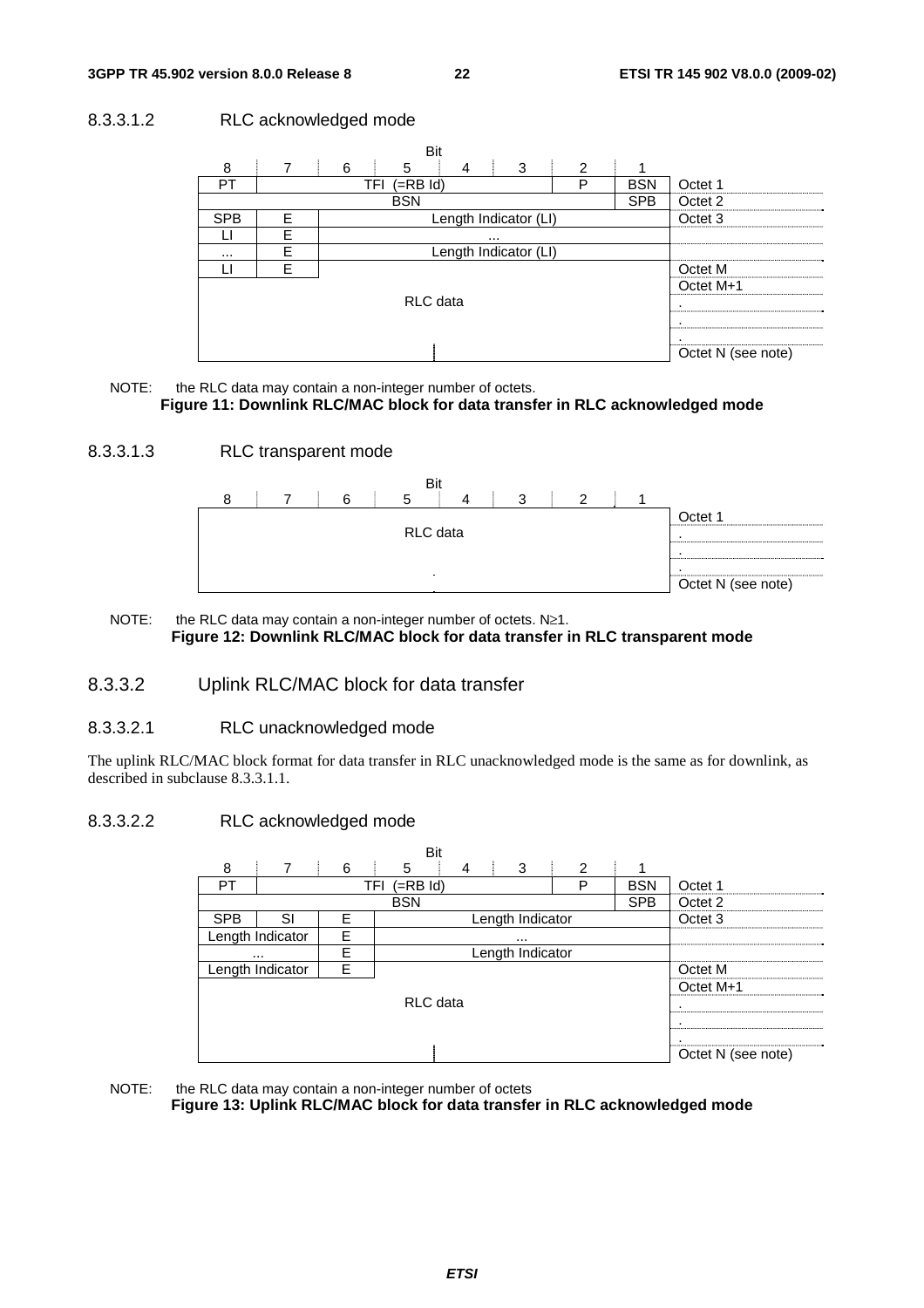#### 8.3.3.1.2 RLC acknowledged mode

| Bit 8 | 7 | 6 | 5 | 4 | 3 | 2 | 1 | |
|---|---|---|---|---|---|---|---|---|
| PT | TFI (=RB Id) | | | | | P | BSN | Octet 1 |
| BSN | | | | | | | SPB | Octet 2 |
| SPB | E | Length Indicator (LI) | | | | | | Octet 3 |
| LI | E | ... | | | | | | |
| ... | E | Length Indicator (LI) | | | | | | |
| LI | E | | | | | | | Octet M |
| RLC data | | | | | | | | Octet M+1 |
| | | | | | | | | . |
| | | | | | | | | . |
| | | | | | | | | . |
| | | | | | | | | Octet N (see note) |

NOTE: the RLC data may contain a non-integer number of octets.

**Figure 11: Downlink RLC/MAC block for data transfer in RLC acknowledged mode**

#### 8.3.3.1.3 RLC transparent mode

| Bit 8 | 7 | 6 | 5 | 4 | 3 | 2 | 1 | |
|---|---|---|---|---|---|---|---|---|
| RLC data | | | | | | | | Octet 1 |
| | | | | | | | | . |
| | | | | | | | | . |
| | | | | | | | | . |
| | | | | | | | | Octet N (see note) |

NOTE: the RLC data may contain a non-integer number of octets. N≥1.

**Figure 12: Downlink RLC/MAC block for data transfer in RLC transparent mode**

### 8.3.3.2 Uplink RLC/MAC block for data transfer

#### 8.3.3.2.1 RLC unacknowledged mode

The uplink RLC/MAC block format for data transfer in RLC unacknowledged mode is the same as for downlink, as described in subclause 8.3.3.1.1.

#### 8.3.3.2.2 RLC acknowledged mode

| Bit 8 | 7 | 6 | 5 | 4 | 3 | 2 | 1 | |
|---|---|---|---|---|---|---|---|---|
| PT | TFI (=RB Id) | | | | | P | BSN | Octet 1 |
| BSN | | | | | | | SPB | Octet 2 |
| SPB | SI | E | Length Indicator | | | | | Octet 3 |
| Length Indicator | | E | ... | | | | | |
| ... | | E | Length Indicator | | | | | |
| Length Indicator | | E | | | | | | Octet M |
| RLC data | | | | | | | | Octet M+1 |
| | | | | | | | | . |
| | | | | | | | | . |
| | | | | | | | | . |
| | | | | | | | | Octet N (see note) |

NOTE: the RLC data may contain a non-integer number of octets

**Figure 13: Uplink RLC/MAC block for data transfer in RLC acknowledged mode**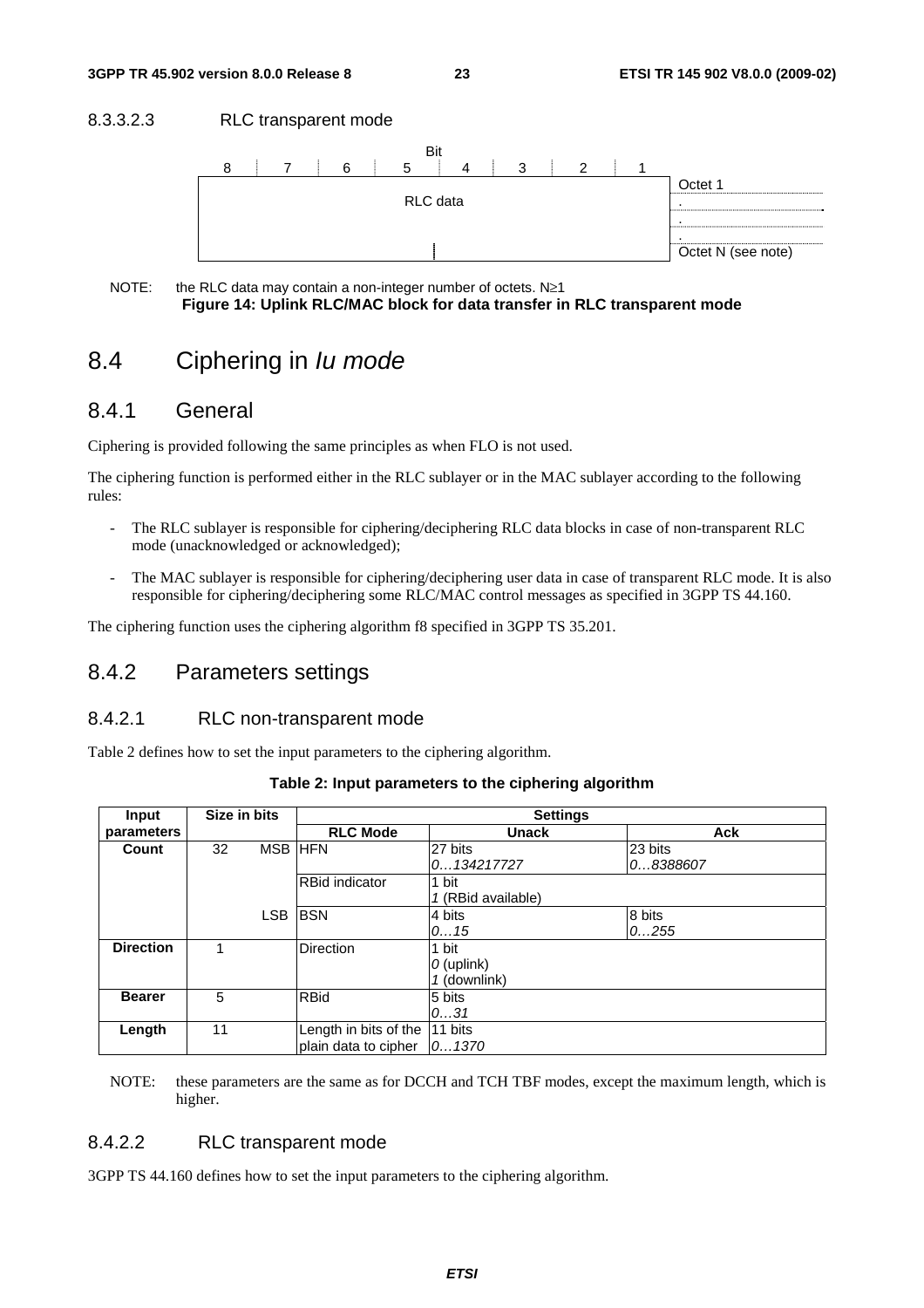#### 8.3.3.2.3 RLC transparent mode

| Bit 8 | 7 | 6 | 5 | 4 | 3 | 2 | 1 | |
|---|---|---|---|---|---|---|---|---|
| RLC data | | | | | | | | Octet 1 |
| | | | | | | | | . |
| | | | | | | | | . |
| | | | | | | | | . |
| | | | | | | | | Octet N (see note) |

NOTE: the RLC data may contain a non-integer number of octets. N≥1

**Figure 14: Uplink RLC/MAC block for data transfer in RLC transparent mode**

## 8.4 Ciphering in *Iu mode*

### 8.4.1 General

Ciphering is provided following the same principles as when FLO is not used.

The ciphering function is performed either in the RLC sublayer or in the MAC sublayer according to the following rules:

- The RLC sublayer is responsible for ciphering/deciphering RLC data blocks in case of non-transparent RLC mode (unacknowledged or acknowledged);
- The MAC sublayer is responsible for ciphering/deciphering user data in case of transparent RLC mode. It is also responsible for ciphering/deciphering some RLC/MAC control messages as specified in 3GPP TS 44.160.

The ciphering function uses the ciphering algorithm f8 specified in 3GPP TS 35.201.

### 8.4.2 Parameters settings

#### 8.4.2.1 RLC non-transparent mode

Table 2 defines how to set the input parameters to the ciphering algorithm.

**Table 2: Input parameters to the ciphering algorithm**

| Input parameters | Size in bits | | Settings | | |
|---|---|---|---|---|---|
| | | | **RLC Mode** | **Unack** | **Ack** |
| **Count** | 32 | MSB | HFN | 27 bits *0…134217727* | 23 bits *0…8388607* |
| | | | RBid indicator | 1 bit *1* (RBid available) | |
| | | LSB | BSN | 4 bits *0…15* | 8 bits *0…255* |
| **Direction** | 1 | | Direction | 1 bit *0* (uplink) *1* (downlink) | |
| **Bearer** | 5 | | RBid | 5 bits *0…31* | |
| **Length** | 11 | | Length in bits of the plain data to cipher | 11 bits *0…1370* | |

NOTE: these parameters are the same as for DCCH and TCH TBF modes, except the maximum length, which is higher.

#### 8.4.2.2 RLC transparent mode

3GPP TS 44.160 defines how to set the input parameters to the ciphering algorithm.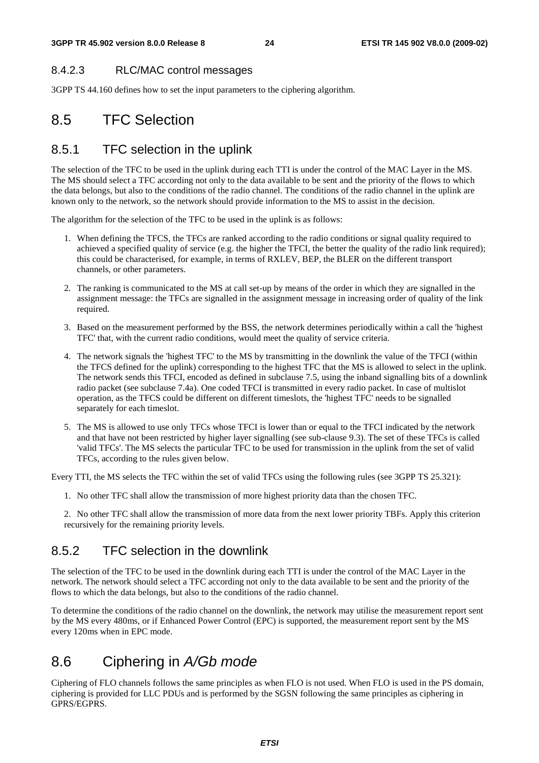#### 8.4.2.3 RLC/MAC control messages

3GPP TS 44.160 defines how to set the input parameters to the ciphering algorithm.

## 8.5 TFC Selection

### 8.5.1 TFC selection in the uplink

The selection of the TFC to be used in the uplink during each TTI is under the control of the MAC Layer in the MS. The MS should select a TFC according not only to the data available to be sent and the priority of the flows to which the data belongs, but also to the conditions of the radio channel. The conditions of the radio channel in the uplink are known only to the network, so the network should provide information to the MS to assist in the decision.

The algorithm for the selection of the TFC to be used in the uplink is as follows:

1. When defining the TFCS, the TFCs are ranked according to the radio conditions or signal quality required to achieved a specified quality of service (e.g. the higher the TFCI, the better the quality of the radio link required); this could be characterised, for example, in terms of RXLEV, BEP, the BLER on the different transport channels, or other parameters.

2. The ranking is communicated to the MS at call set-up by means of the order in which they are signalled in the assignment message: the TFCs are signalled in the assignment message in increasing order of quality of the link required.

3. Based on the measurement performed by the BSS, the network determines periodically within a call the 'highest TFC' that, with the current radio conditions, would meet the quality of service criteria.

4. The network signals the 'highest TFC' to the MS by transmitting in the downlink the value of the TFCI (within the TFCS defined for the uplink) corresponding to the highest TFC that the MS is allowed to select in the uplink. The network sends this TFCI, encoded as defined in subclause 7.5, using the inband signalling bits of a downlink radio packet (see subclause 7.4a). One coded TFCI is transmitted in every radio packet. In case of multislot operation, as the TFCS could be different on different timeslots, the 'highest TFC' needs to be signalled separately for each timeslot.

5. The MS is allowed to use only TFCs whose TFCI is lower than or equal to the TFCI indicated by the network and that have not been restricted by higher layer signalling (see sub-clause 9.3). The set of these TFCs is called 'valid TFCs'. The MS selects the particular TFC to be used for transmission in the uplink from the set of valid TFCs, according to the rules given below.

Every TTI, the MS selects the TFC within the set of valid TFCs using the following rules (see 3GPP TS 25.321):

1. No other TFC shall allow the transmission of more highest priority data than the chosen TFC.

2. No other TFC shall allow the transmission of more data from the next lower priority TBFs. Apply this criterion recursively for the remaining priority levels.

### 8.5.2 TFC selection in the downlink

The selection of the TFC to be used in the downlink during each TTI is under the control of the MAC Layer in the network. The network should select a TFC according not only to the data available to be sent and the priority of the flows to which the data belongs, but also to the conditions of the radio channel.

To determine the conditions of the radio channel on the downlink, the network may utilise the measurement report sent by the MS every 480ms, or if Enhanced Power Control (EPC) is supported, the measurement report sent by the MS every 120ms when in EPC mode.

## 8.6 Ciphering in *A/Gb mode*

Ciphering of FLO channels follows the same principles as when FLO is not used. When FLO is used in the PS domain, ciphering is provided for LLC PDUs and is performed by the SGSN following the same principles as ciphering in GPRS/EGPRS.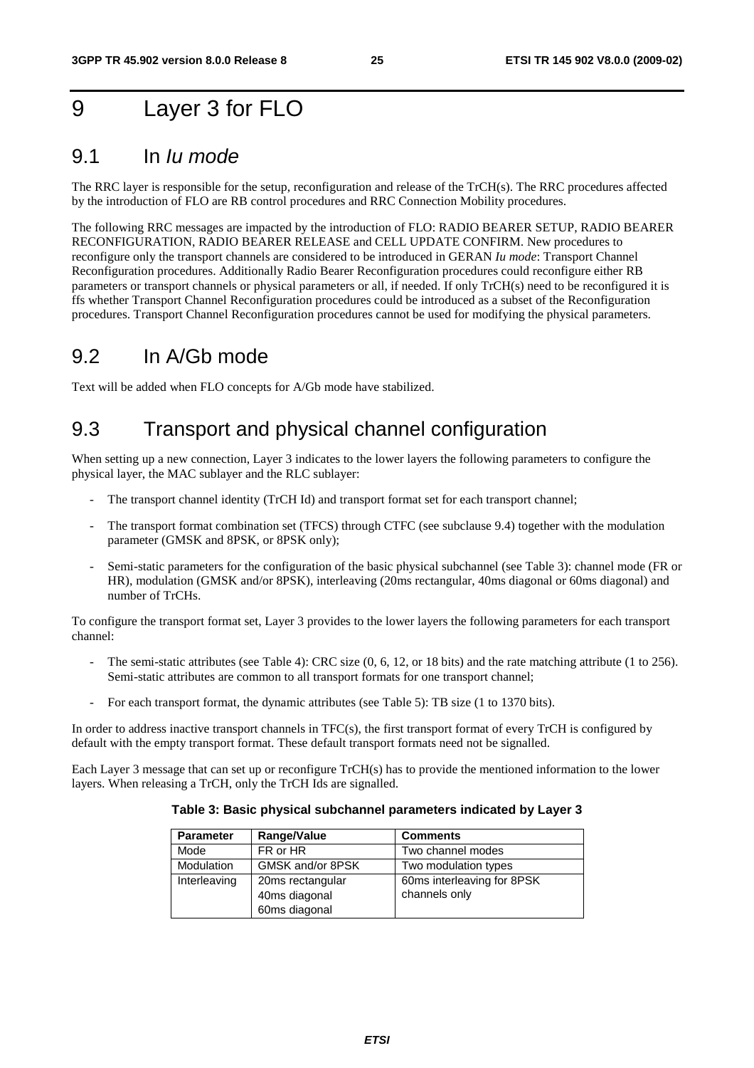# 9 Layer 3 for FLO

## 9.1 In *Iu mode*

The RRC layer is responsible for the setup, reconfiguration and release of the TrCH(s). The RRC procedures affected by the introduction of FLO are RB control procedures and RRC Connection Mobility procedures.

The following RRC messages are impacted by the introduction of FLO: RADIO BEARER SETUP, RADIO BEARER RECONFIGURATION, RADIO BEARER RELEASE and CELL UPDATE CONFIRM. New procedures to reconfigure only the transport channels are considered to be introduced in GERAN *Iu mode*: Transport Channel Reconfiguration procedures. Additionally Radio Bearer Reconfiguration procedures could reconfigure either RB parameters or transport channels or physical parameters or all, if needed. If only TrCH(s) need to be reconfigured it is ffs whether Transport Channel Reconfiguration procedures could be introduced as a subset of the Reconfiguration procedures. Transport Channel Reconfiguration procedures cannot be used for modifying the physical parameters.

## 9.2 In A/Gb mode

Text will be added when FLO concepts for A/Gb mode have stabilized.

## 9.3 Transport and physical channel configuration

When setting up a new connection, Layer 3 indicates to the lower layers the following parameters to configure the physical layer, the MAC sublayer and the RLC sublayer:

- The transport channel identity (TrCH Id) and transport format set for each transport channel;
- The transport format combination set (TFCS) through CTFC (see subclause 9.4) together with the modulation parameter (GMSK and 8PSK, or 8PSK only);
- Semi-static parameters for the configuration of the basic physical subchannel (see Table 3): channel mode (FR or HR), modulation (GMSK and/or 8PSK), interleaving (20ms rectangular, 40ms diagonal or 60ms diagonal) and number of TrCHs.

To configure the transport format set, Layer 3 provides to the lower layers the following parameters for each transport channel:

- The semi-static attributes (see Table 4): CRC size (0, 6, 12, or 18 bits) and the rate matching attribute (1 to 256). Semi-static attributes are common to all transport formats for one transport channel;
- For each transport format, the dynamic attributes (see Table 5): TB size (1 to 1370 bits).

In order to address inactive transport channels in TFC(s), the first transport format of every TrCH is configured by default with the empty transport format. These default transport formats need not be signalled.

Each Layer 3 message that can set up or reconfigure TrCH(s) has to provide the mentioned information to the lower layers. When releasing a TrCH, only the TrCH Ids are signalled.

**Table 3: Basic physical subchannel parameters indicated by Layer 3**

| Parameter | Range/Value | Comments |
|---|---|---|
| Mode | FR or HR | Two channel modes |
| Modulation | GMSK and/or 8PSK | Two modulation types |
| Interleaving | 20ms rectangular<br>40ms diagonal<br>60ms diagonal | 60ms interleaving for 8PSK channels only |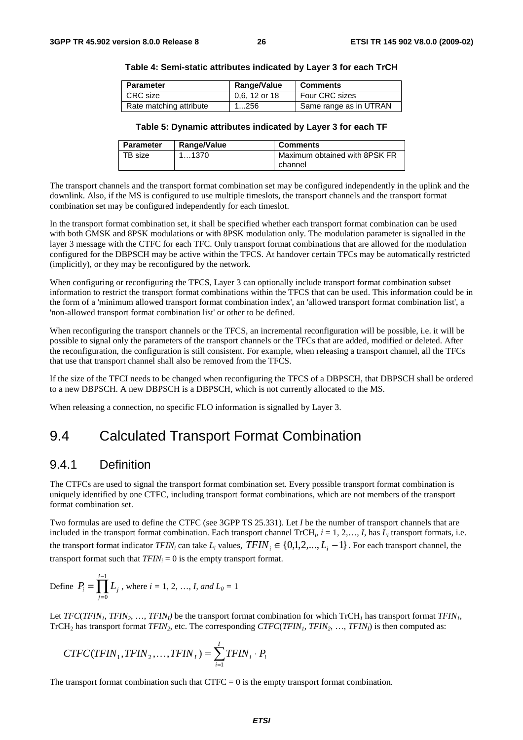**Table 4: Semi-static attributes indicated by Layer 3 for each TrCH**

| Parameter | Range/Value | Comments |
|---|---|---|
| CRC size | 0,6, 12 or 18 | Four CRC sizes |
| Rate matching attribute | 1...256 | Same range as in UTRAN |

**Table 5: Dynamic attributes indicated by Layer 3 for each TF**

| Parameter | Range/Value | Comments |
|---|---|---|
| TB size | 1…1370 | Maximum obtained with 8PSK FR channel |

The transport channels and the transport format combination set may be configured independently in the uplink and the downlink. Also, if the MS is configured to use multiple timeslots, the transport channels and the transport format combination set may be configured independently for each timeslot.

In the transport format combination set, it shall be specified whether each transport format combination can be used with both GMSK and 8PSK modulations or with 8PSK modulation only. The modulation parameter is signalled in the layer 3 message with the CTFC for each TFC. Only transport format combinations that are allowed for the modulation configured for the DBPSCH may be active within the TFCS. At handover certain TFCs may be automatically restricted (implicitly), or they may be reconfigured by the network.

When configuring or reconfiguring the TFCS, Layer 3 can optionally include transport format combination subset information to restrict the transport format combinations within the TFCS that can be used. This information could be in the form of a 'minimum allowed transport format combination index', an 'allowed transport format combination list', a 'non-allowed transport format combination list' or other to be defined.

When reconfiguring the transport channels or the TFCS, an incremental reconfiguration will be possible, i.e. it will be possible to signal only the parameters of the transport channels or the TFCs that are added, modified or deleted. After the reconfiguration, the configuration is still consistent. For example, when releasing a transport channel, all the TFCs that use that transport channel shall also be removed from the TFCS.

If the size of the TFCI needs to be changed when reconfiguring the TFCS of a DBPSCH, that DBPSCH shall be ordered to a new DBPSCH. A new DBPSCH is a DBPSCH, which is not currently allocated to the MS.

When releasing a connection, no specific FLO information is signalled by Layer 3.

# 9.4 Calculated Transport Format Combination

## 9.4.1 Definition

The CTFCs are used to signal the transport format combination set. Every possible transport format combination is uniquely identified by one CTFC, including transport format combinations, which are not members of the transport format combination set.

Two formulas are used to define the CTFC (see 3GPP TS 25.331). Let $I$ be the number of transport channels that are included in the transport format combination. Each transport channel $TrCH_i$, $i = 1, 2,\ldots, I$, has $L_i$ transport formats, i.e. the transport format indicator $TFIN_i$ can take $L_i$ values, $TFIN_i \in \{0,1,2,...,L_i - 1\}$. For each transport channel, the transport format such that $TFIN_i = 0$ is the empty transport format.

Define $P_i = \prod_{j=0}^{i-1} L_j$ , where $i = 1, 2, \ldots, I$, and $L_0 = 1$

Let $TFC(TFIN_1, TFIN_2, \ldots, TFIN_I)$ be the transport format combination for which $TrCH_1$ has transport format $TFIN_1$, $TrCH_2$ has transport format $TFIN_2$, etc. The corresponding $CTFC(TFIN_1, TFIN_2, \ldots, TFIN_I)$ is then computed as:

$$CTFC(TFIN_1, TFIN_2, \ldots, TFIN_I) = \sum_{i=1}^{I} TFIN_i \cdot P_i$$

The transport format combination such that CTFC = 0 is the empty transport format combination.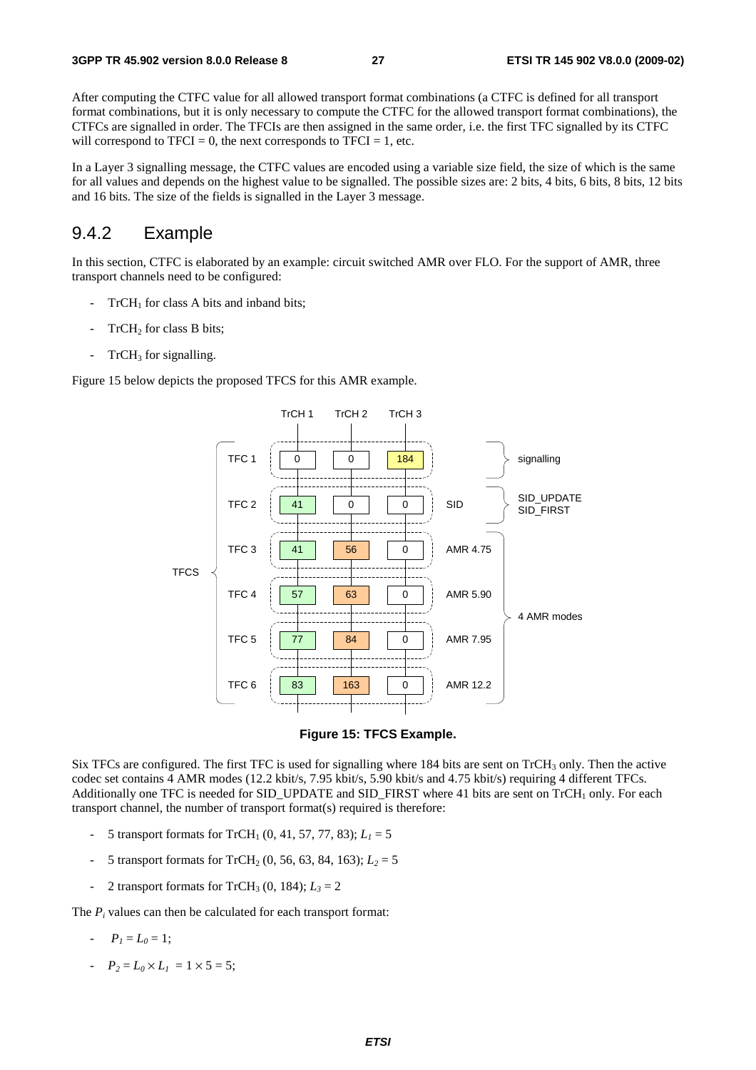After computing the CTFC value for all allowed transport format combinations (a CTFC is defined for all transport format combinations, but it is only necessary to compute the CTFC for the allowed transport format combinations), the CTFCs are signalled in order. The TFCIs are then assigned in the same order, i.e. the first TFC signalled by its CTFC will correspond to TFCI = 0, the next corresponds to TFCI = 1, etc.

In a Layer 3 signalling message, the CTFC values are encoded using a variable size field, the size of which is the same for all values and depends on the highest value to be signalled. The possible sizes are: 2 bits, 4 bits, 6 bits, 8 bits, 12 bits and 16 bits. The size of the fields is signalled in the Layer 3 message.

## 9.4.2 Example

In this section, CTFC is elaborated by an example: circuit switched AMR over FLO. For the support of AMR, three transport channels need to be configured:

- $TrCH_1$ for class A bits and inband bits;
- $TrCH_2$ for class B bits;
- $TrCH_3$ for signalling.

Figure 15 below depicts the proposed TFCS for this AMR example.

| TFCS | TrCH 1 | TrCH 2 | TrCH 3 | | |
|---|---|---|---|---|---|
| TFC 1 | 0 | 0 | 184 | | signalling |
| TFC 2 | 41 | 0 | 0 | SID | SID_UPDATE SID_FIRST |
| TFC 3 | 41 | 56 | 0 | AMR 4.75 | 4 AMR modes |
| TFC 4 | 57 | 63 | 0 | AMR 5.90 | 4 AMR modes |
| TFC 5 | 77 | 84 | 0 | AMR 7.95 | 4 AMR modes |
| TFC 6 | 83 | 163 | 0 | AMR 12.2 | 4 AMR modes |

**Figure 15: TFCS Example.**

Six TFCs are configured. The first TFC is used for signalling where 184 bits are sent on $TrCH_3$ only. Then the active codec set contains 4 AMR modes (12.2 kbit/s, 7.95 kbit/s, 5.90 kbit/s and 4.75 kbit/s) requiring 4 different TFCs. Additionally one TFC is needed for SID_UPDATE and SID_FIRST where 41 bits are sent on $TrCH_1$ only. For each transport channel, the number of transport format(s) required is therefore:

- 5 transport formats for $TrCH_1$ (0, 41, 57, 77, 83); $L_1 = 5$
- 5 transport formats for $TrCH_2$ (0, 56, 63, 84, 163); $L_2 = 5$
- 2 transport formats for $TrCH_3$ (0, 184); $L_3 = 2$

The $P_i$ values can then be calculated for each transport format:

- $P_1 = L_0 = 1$;
- $P_2 = L_0 \times L_1 = 1 \times 5 = 5$;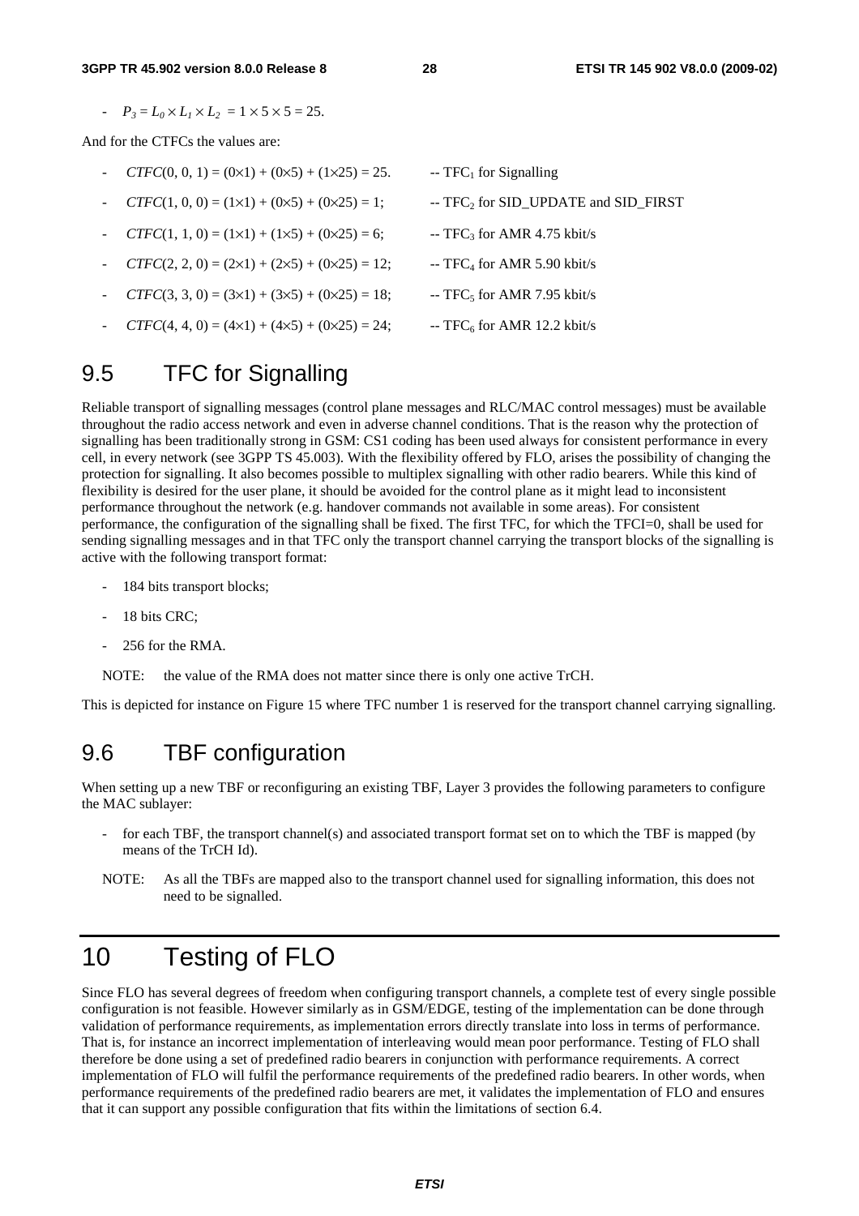- $P_3 = L_0 \times L_1 \times L_2 = 1 \times 5 \times 5 = 25$.

And for the CTFCs the values are:

- $CTFC(0, 0, 1) = (0\times1) + (0\times5) + (1\times25) = 25$. -- $TFC_1$ for Signalling
- $CTFC(1, 0, 0) = (1\times1) + (0\times5) + (0\times25) = 1$; -- $TFC_2$ for SID_UPDATE and SID_FIRST
- $CTFC(1, 1, 0) = (1\times1) + (1\times5) + (0\times25) = 6$; -- $TFC_3$ for AMR 4.75 kbit/s
- $CTFC(2, 2, 0) = (2\times1) + (2\times5) + (0\times25) = 12$; -- $TFC_4$ for AMR 5.90 kbit/s
- $CTFC(3, 3, 0) = (3\times1) + (3\times5) + (0\times25) = 18$; -- $TFC_5$ for AMR 7.95 kbit/s
- $CTFC(4, 4, 0) = (4\times1) + (4\times5) + (0\times25) = 24$; -- $TFC_6$ for AMR 12.2 kbit/s

## 9.5 TFC for Signalling

Reliable transport of signalling messages (control plane messages and RLC/MAC control messages) must be available throughout the radio access network and even in adverse channel conditions. That is the reason why the protection of signalling has been traditionally strong in GSM: CS1 coding has been used always for consistent performance in every cell, in every network (see 3GPP TS 45.003). With the flexibility offered by FLO, arises the possibility of changing the protection for signalling. It also becomes possible to multiplex signalling with other radio bearers. While this kind of flexibility is desired for the user plane, it should be avoided for the control plane as it might lead to inconsistent performance throughout the network (e.g. handover commands not available in some areas). For consistent performance, the configuration of the signalling shall be fixed. The first TFC, for which the TFCI=0, shall be used for sending signalling messages and in that TFC only the transport channel carrying the transport blocks of the signalling is active with the following transport format:

- 184 bits transport blocks;
- 18 bits CRC;
- 256 for the RMA.

NOTE: the value of the RMA does not matter since there is only one active TrCH.

This is depicted for instance on Figure 15 where TFC number 1 is reserved for the transport channel carrying signalling.

## 9.6 TBF configuration

When setting up a new TBF or reconfiguring an existing TBF, Layer 3 provides the following parameters to configure the MAC sublayer:

- for each TBF, the transport channel(s) and associated transport format set on to which the TBF is mapped (by means of the TrCH Id).

NOTE: As all the TBFs are mapped also to the transport channel used for signalling information, this does not need to be signalled.

# 10 Testing of FLO

Since FLO has several degrees of freedom when configuring transport channels, a complete test of every single possible configuration is not feasible. However similarly as in GSM/EDGE, testing of the implementation can be done through validation of performance requirements, as implementation errors directly translate into loss in terms of performance. That is, for instance an incorrect implementation of interleaving would mean poor performance. Testing of FLO shall therefore be done using a set of predefined radio bearers in conjunction with performance requirements. A correct implementation of FLO will fulfil the performance requirements of the predefined radio bearers. In other words, when performance requirements of the predefined radio bearers are met, it validates the implementation of FLO and ensures that it can support any possible configuration that fits within the limitations of section 6.4.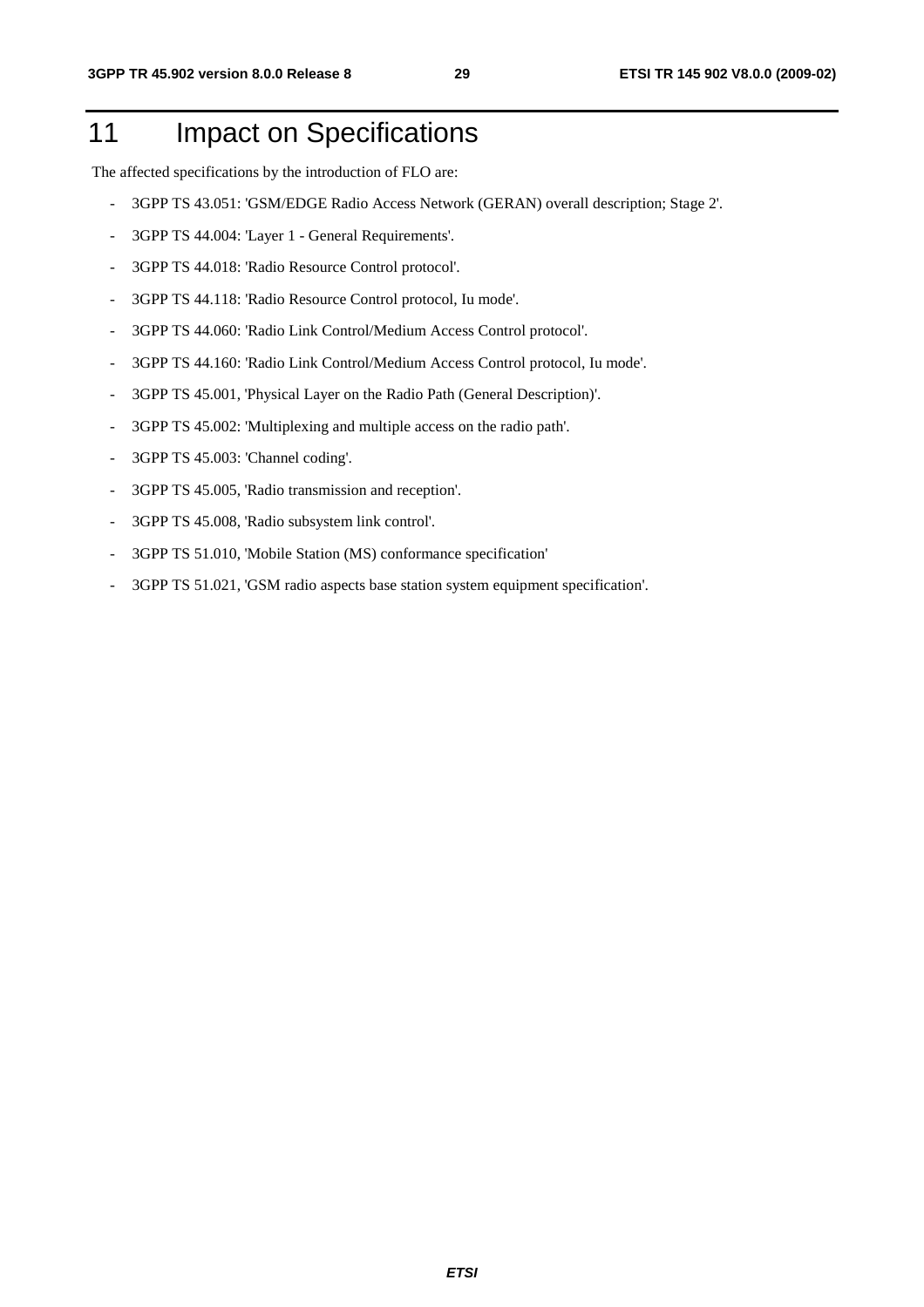# 11 Impact on Specifications

The affected specifications by the introduction of FLO are:

- 3GPP TS 43.051: 'GSM/EDGE Radio Access Network (GERAN) overall description; Stage 2'.
- 3GPP TS 44.004: 'Layer 1 - General Requirements'.
- 3GPP TS 44.018: 'Radio Resource Control protocol'.
- 3GPP TS 44.118: 'Radio Resource Control protocol, Iu mode'.
- 3GPP TS 44.060: 'Radio Link Control/Medium Access Control protocol'.
- 3GPP TS 44.160: 'Radio Link Control/Medium Access Control protocol, Iu mode'.
- 3GPP TS 45.001, 'Physical Layer on the Radio Path (General Description)'.
- 3GPP TS 45.002: 'Multiplexing and multiple access on the radio path'.
- 3GPP TS 45.003: 'Channel coding'.
- 3GPP TS 45.005, 'Radio transmission and reception'.
- 3GPP TS 45.008, 'Radio subsystem link control'.
- 3GPP TS 51.010, 'Mobile Station (MS) conformance specification'
- 3GPP TS 51.021, 'GSM radio aspects base station system equipment specification'.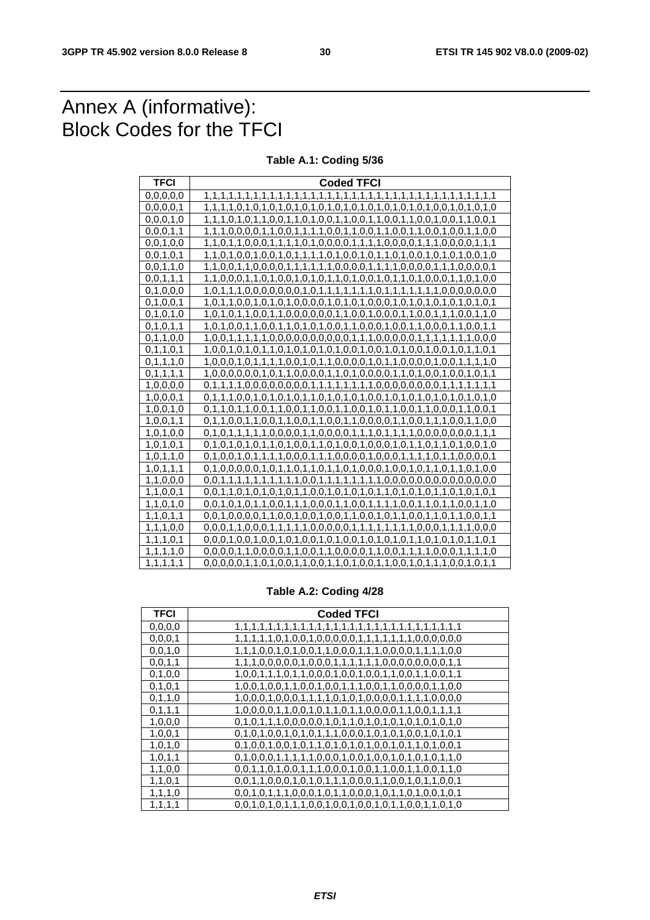# Annex A (informative): Block Codes for the TFCI

**Table A.1: Coding 5/36**

| TFCI | Coded TFCI |
|---|---|
| 0,0,0,0,0 | 1,1,1,1,1,1,1,1,1,1,1,1,1,1,1,1,1,1,1,1,1,1,1,1,1,1,1,1,1,1,1,1,1,1,1,1 |
| 0,0,0,0,1 | 1,1,1,1,0,1,0,1,0,1,0,1,0,1,0,1,0,1,0,1,0,1,0,1,0,1,0,1,0,0,1,0,1,0,1,0 |
| 0,0,0,1,0 | 1,1,1,0,1,0,1,1,0,0,1,1,0,1,0,0,1,1,0,0,1,1,0,0,1,1,0,0,1,0,0,1,1,0,0,1 |
| 0,0,0,1,1 | 1,1,1,0,0,0,0,1,1,0,0,1,1,1,1,0,0,1,1,0,0,1,1,0,0,1,1,0,0,1,0,0,1,1,0,0 |
| 0,0,1,0,0 | 1,1,0,1,1,0,0,0,1,1,1,1,0,1,0,0,0,0,1,1,1,1,0,0,0,0,1,1,1,0,0,0,0,1,1,1 |
| 0,0,1,0,1 | 1,1,0,1,0,0,1,0,0,1,0,1,1,1,1,0,1,0,0,1,0,1,1,0,1,0,0,1,0,1,0,1,0,0,1,0 |
| 0,0,1,1,0 | 1,1,0,0,1,1,0,0,0,0,1,1,1,1,1,1,1,0,0,0,0,1,1,1,1,0,0,0,0,1,1,1,0,0,0,1 |
| 0,0,1,1,1 | 1,1,0,0,0,1,1,0,1,0,0,1,0,1,0,1,1,0,1,0,0,1,0,1,1,0,1,0,0,0,0,1,1,0,1,0,0 |
| 0,1,0,0,0 | 1,0,1,1,1,0,0,0,0,0,0,0,1,0,1,1,1,1,1,1,1,1,0,1,1,1,1,1,1,1,1,0,0,0,0,0,0,0 |
| 0,1,0,0,1 | 1,0,1,1,0,0,1,0,1,0,1,0,0,0,0,1,0,1,0,1,0,0,0,1,0,1,0,1,0,1,0,1,0,1,0,1 |
| 0,1,0,1,0 | 1,0,1,0,1,1,0,0,1,1,0,0,0,0,0,0,1,1,0,0,1,0,0,0,1,1,0,0,1,1,1,0,0,1,1,0 |
| 0,1,0,1,1 | 1,0,1,0,0,1,1,0,0,1,1,0,1,0,1,0,0,1,1,0,0,0,1,0,0,1,1,0,0,0,1,1,0,0,1,1 |
| 0,1,1,0,0 | 1,0,0,1,1,1,1,1,0,0,0,0,0,0,0,0,0,0,1,1,1,0,0,0,0,0,1,1,1,1,1,1,1,1,0,0,0 |
| 0,1,1,0,1 | 1,0,0,1,0,1,0,1,1,0,1,0,1,0,1,0,1,0,0,1,0,0,1,0,1,0,0,1,0,0,1,0,1,1,0,1 |
| 0,1,1,1,0 | 1,0,0,0,1,0,1,1,1,1,0,0,1,0,1,1,0,0,0,0,1,0,1,1,0,0,0,0,0,1,0,0,1,1,1,1,1,0 |
| 0,1,1,1,1 | 1,0,0,0,0,0,0,1,0,1,1,0,0,0,0,1,1,0,1,0,0,0,0,1,1,0,1,0,0,1,0,0,1,0,1,1 |
| 1,0,0,0,0 | 0,1,1,1,1,0,0,0,0,0,0,0,0,1,1,1,1,1,1,1,1,1,0,0,0,0,0,0,0,0,0,1,1,1,1,1,1,1,1 |
| 1,0,0,0,1 | 0,1,1,1,0,0,1,0,1,0,1,0,1,1,0,1,0,1,0,0,1,0,1,0,1,0,1,0,1,0,1,0,1,0,1,0 |
| 1,0,0,1,0 | 0,1,1,0,1,1,0,0,1,1,0,0,1,1,0,0,1,1,0,0,1,0,1,1,0,0,1,1,0,0,0,0,1,1,0,0,1 |
| 1,0,0,1,1 | 0,1,1,0,0,1,1,0,0,1,1,0,0,1,1,0,0,1,1,0,0,0,0,1,1,0,0,1,1,1,0,0,1,1,0,0 |
| 1,0,1,0,0 | 0,1,0,1,1,1,1,0,0,0,0,1,1,0,0,0,0,1,1,1,0,1,1,1,1,0,0,0,0,0,0,0,0,0,1,1,1 |
| 1,0,1,0,1 | 0,1,0,1,0,1,0,1,1,0,1,0,0,1,1,0,1,0,0,1,0,0,0,1,0,1,1,0,1,1,0,1,0,0,1,0 |
| 1,0,1,1,0 | 0,1,0,0,1,0,1,1,1,1,0,0,0,1,1,1,0,0,0,0,1,0,0,0,1,1,1,1,0,1,1,0,0,0,0,1 |
| 1,0,1,1,1 | 0,1,0,0,0,0,0,1,0,1,1,0,1,0,1,1,0,1,0,0,0,1,0,0,1,0,1,1,0,1,1,0,1,0,0 |
| 1,1,0,0,0 | 0,0,1,1,1,1,1,1,1,1,1,1,0,0,1,1,1,1,1,1,1,1,0,0,0,0,0,0,0,0,0,0,0,0,0,0 |
| 1,1,0,0,1 | 0,0,1,1,0,1,0,1,0,1,0,1,1,0,0,1,0,1,0,1,0,1,1,0,1,0,1,0,1,1,0,1,0,1,0,1 |
| 1,1,0,1,0 | 0,0,1,0,1,0,1,1,0,0,1,1,1,0,0,0,1,1,0,0,1,1,1,1,0,0,1,1,0,1,1,0,0,1,1,0 |
| 1,1,0,1,1 | 0,0,1,0,0,0,0,1,1,0,0,1,0,0,1,0,0,1,1,0,0,1,0,1,1,0,0,1,1,0,1,1,0,0,1,1 |
| 1,1,1,0,0 | 0,0,0,1,1,0,0,0,1,1,1,1,1,1,0,0,0,0,0,1,1,1,1,1,1,1,1,1,0,0,0,1,1,1,1,0,0,0 |
| 1,1,1,0,1 | 0,0,0,1,0,0,1,0,0,1,0,1,0,0,1,0,1,0,0,1,0,1,0,1,0,1,1,0,1,0,1,0,1,1,0,1 |
| 1,1,1,1,0 | 0,0,0,0,1,1,0,0,0,0,1,1,0,0,1,1,0,0,0,0,1,1,0,0,1,1,1,1,0,0,0,1,1,1,1,0 |
| 1,1,1,1,1 | 0,0,0,0,0,1,1,0,1,0,0,1,1,0,0,1,1,0,1,0,0,1,1,0,0,1,0,1,1,1,0,0,1,0,1,1 |

**Table A.2: Coding 4/28**

| TFCI | Coded TFCI |
|---|---|
| 0,0,0,0 | 1,1,1,1,1,1,1,1,1,1,1,1,1,1,1,1,1,1,1,1,1,1,1,1,1,1,1,1 |
| 0,0,0,1 | 1,1,1,1,1,1,0,1,0,0,1,0,0,0,0,0,1,1,1,1,1,1,1,0,0,0,0,0,0,0 |
| 0,0,1,0 | 1,1,1,0,0,1,0,1,0,0,1,1,0,0,0,1,1,1,0,0,0,0,1,1,1,1,0,0 |
| 0,0,1,1 | 1,1,1,0,0,0,0,0,1,0,0,0,1,1,1,1,1,1,0,0,0,0,0,0,0,0,1,1 |
| 0,1,0,0 | 1,0,0,1,1,1,0,1,1,0,0,0,1,0,0,1,0,0,1,1,0,0,1,1,0,0,1,1 |
| 0,1,0,1 | 1,0,0,1,0,0,1,1,0,0,1,0,0,1,1,1,0,0,1,1,0,0,0,0,1,1,0,0 |
| 0,1,1,0 | 1,0,0,0,1,0,0,0,1,1,1,1,0,1,0,1,0,0,0,0,1,1,1,1,1,0,0,0,0 |
| 0,1,1,1 | 1,0,0,0,0,1,1,0,0,1,0,1,1,0,1,1,0,0,0,0,1,1,0,0,1,1,1,1 |
| 1,0,0,0 | 0,1,0,1,1,1,0,0,0,0,0,1,0,1,1,0,1,0,1,0,1,0,1,0,1,0,1,0 |
| 1,0,0,1 | 0,1,0,1,0,0,1,0,1,0,1,1,1,0,0,0,1,0,1,0,1,0,0,1,0,1,0,1 |
| 1,0,1,0 | 0,1,0,0,1,0,0,1,0,1,1,0,1,0,1,0,1,0,0,1,0,1,1,0,1,0,0,1 |
| 1,0,1,1 | 0,1,0,0,0,1,1,1,1,1,1,0,0,0,1,0,0,1,0,0,1,0,1,0,1,0,1,1,0 |
| 1,1,0,0 | 0,0,1,1,0,1,0,0,1,1,1,0,0,0,1,0,0,1,1,0,0,1,1,0,0,1,1,0 |
| 1,1,0,1 | 0,0,1,1,0,0,0,1,0,1,0,1,1,1,0,0,0,1,1,0,0,1,0,1,1,0,0,1 |
| 1,1,1,0 | 0,0,1,0,1,1,1,0,0,0,1,0,1,1,0,0,0,1,0,1,1,0,1,0,0,1,0,1 |
| 1,1,1,1 | 0,0,1,0,1,0,1,1,1,0,0,1,0,0,1,0,0,1,0,1,1,0,0,1,1,0,1,0 |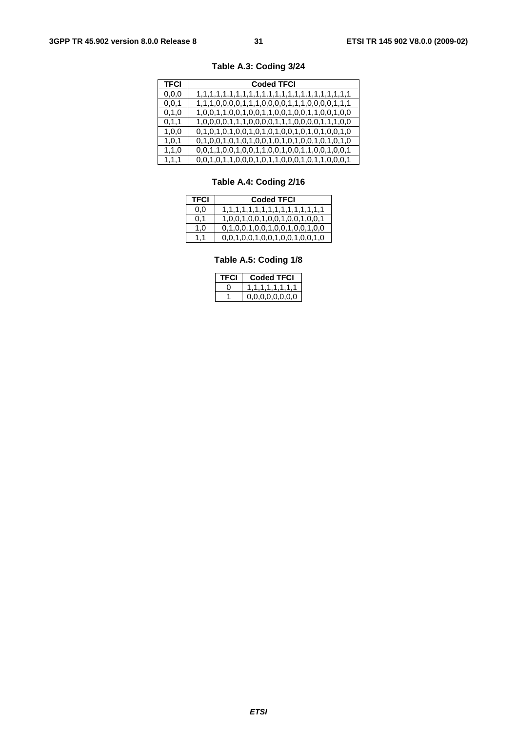**Table A.3: Coding 3/24**

| TFCI | Coded TFCI |
|---|---|
| 0,0,0 | 1,1,1,1,1,1,1,1,1,1,1,1,1,1,1,1,1,1,1,1,1,1,1,1 |
| 0,0,1 | 1,1,1,0,0,0,0,1,1,1,0,0,0,0,1,1,1,0,0,0,0,1,1,1 |
| 0,1,0 | 1,0,0,1,1,0,0,1,0,0,1,1,0,0,1,0,0,1,1,0,0,1,0,0 |
| 0,1,1 | 1,0,0,0,0,1,1,1,0,0,0,0,1,1,1,0,0,0,0,1,1,1,0,0 |
| 1,0,0 | 0,1,0,1,0,1,0,0,1,0,1,0,1,0,0,1,0,1,0,1,0,0,1,0 |
| 1,0,1 | 0,1,0,0,1,0,1,0,1,0,0,1,0,1,0,1,0,0,1,0,1,0,1,0 |
| 1,1,0 | 0,0,1,1,0,0,1,0,0,1,1,0,0,1,0,0,1,1,0,0,1,0,0,1 |
| 1,1,1 | 0,0,1,0,1,1,0,0,0,1,0,1,1,0,0,0,1,0,1,1,0,0,0,1 |

**Table A.4: Coding 2/16**

| TFCI | Coded TFCI |
|---|---|
| 0,0 | 1,1,1,1,1,1,1,1,1,1,1,1,1,1,1,1 |
| 0,1 | 1,0,0,1,0,0,1,0,0,1,0,0,1,0,0,1 |
| 1,0 | 0,1,0,0,1,0,0,1,0,0,1,0,0,1,0,0 |
| 1,1 | 0,0,1,0,0,1,0,0,1,0,0,1,0,0,1,0 |

**Table A.5: Coding 1/8**

| TFCI | Coded TFCI |
|---|---|
| 0 | 1,1,1,1,1,1,1,1 |
| 1 | 0,0,0,0,0,0,0,0 |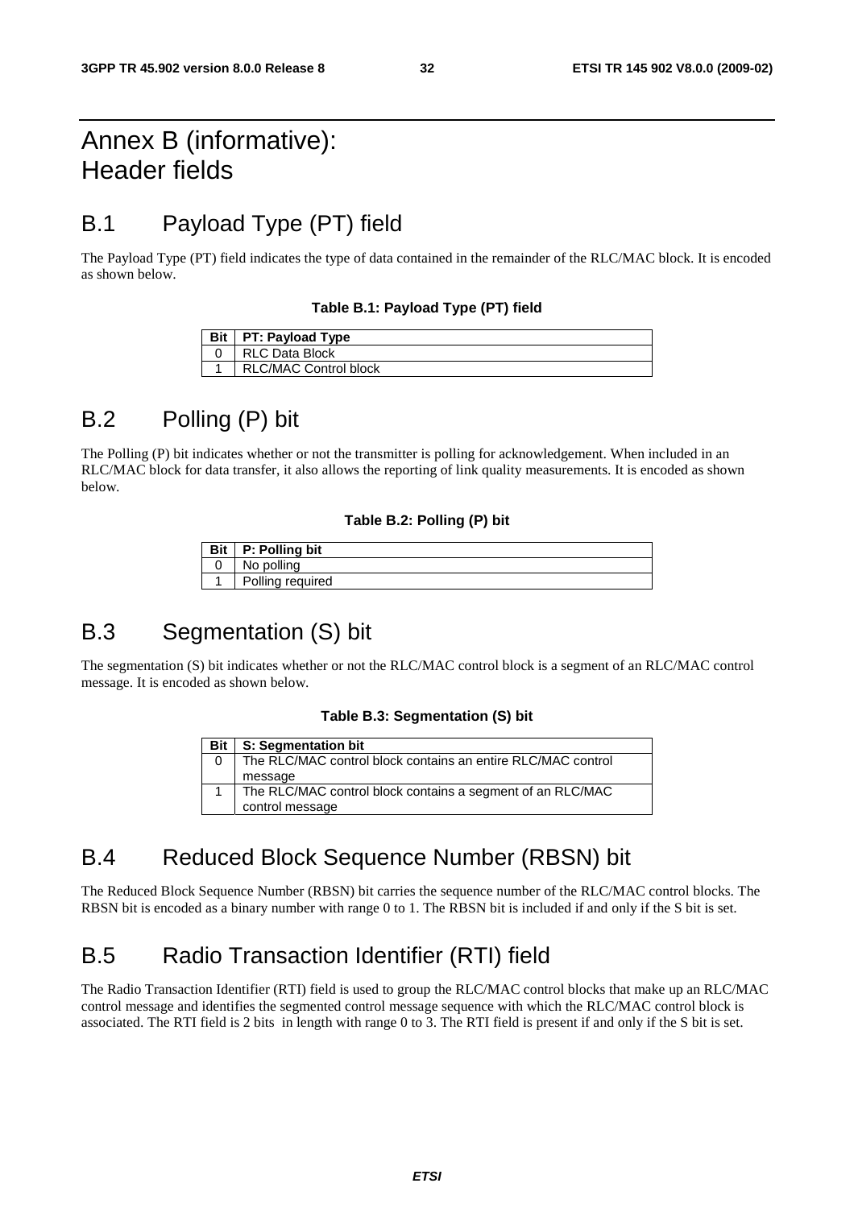# Annex B (informative): Header fields

## B.1 Payload Type (PT) field

The Payload Type (PT) field indicates the type of data contained in the remainder of the RLC/MAC block. It is encoded as shown below.

**Table B.1: Payload Type (PT) field**

| Bit | PT: Payload Type |
|---|---|
| 0 | RLC Data Block |
| 1 | RLC/MAC Control block |

## B.2 Polling (P) bit

The Polling (P) bit indicates whether or not the transmitter is polling for acknowledgement. When included in an RLC/MAC block for data transfer, it also allows the reporting of link quality measurements. It is encoded as shown below.

**Table B.2: Polling (P) bit**

| Bit | P: Polling bit |
|---|---|
| 0 | No polling |
| 1 | Polling required |

## B.3 Segmentation (S) bit

The segmentation (S) bit indicates whether or not the RLC/MAC control block is a segment of an RLC/MAC control message. It is encoded as shown below.

**Table B.3: Segmentation (S) bit**

| Bit | S: Segmentation bit |
|---|---|
| 0 | The RLC/MAC control block contains an entire RLC/MAC control message |
| 1 | The RLC/MAC control block contains a segment of an RLC/MAC control message |

## B.4 Reduced Block Sequence Number (RBSN) bit

The Reduced Block Sequence Number (RBSN) bit carries the sequence number of the RLC/MAC control blocks. The RBSN bit is encoded as a binary number with range 0 to 1. The RBSN bit is included if and only if the S bit is set.

## B.5 Radio Transaction Identifier (RTI) field

The Radio Transaction Identifier (RTI) field is used to group the RLC/MAC control blocks that make up an RLC/MAC control message and identifies the segmented control message sequence with which the RLC/MAC control block is associated. The RTI field is 2 bits in length with range 0 to 3. The RTI field is present if and only if the S bit is set.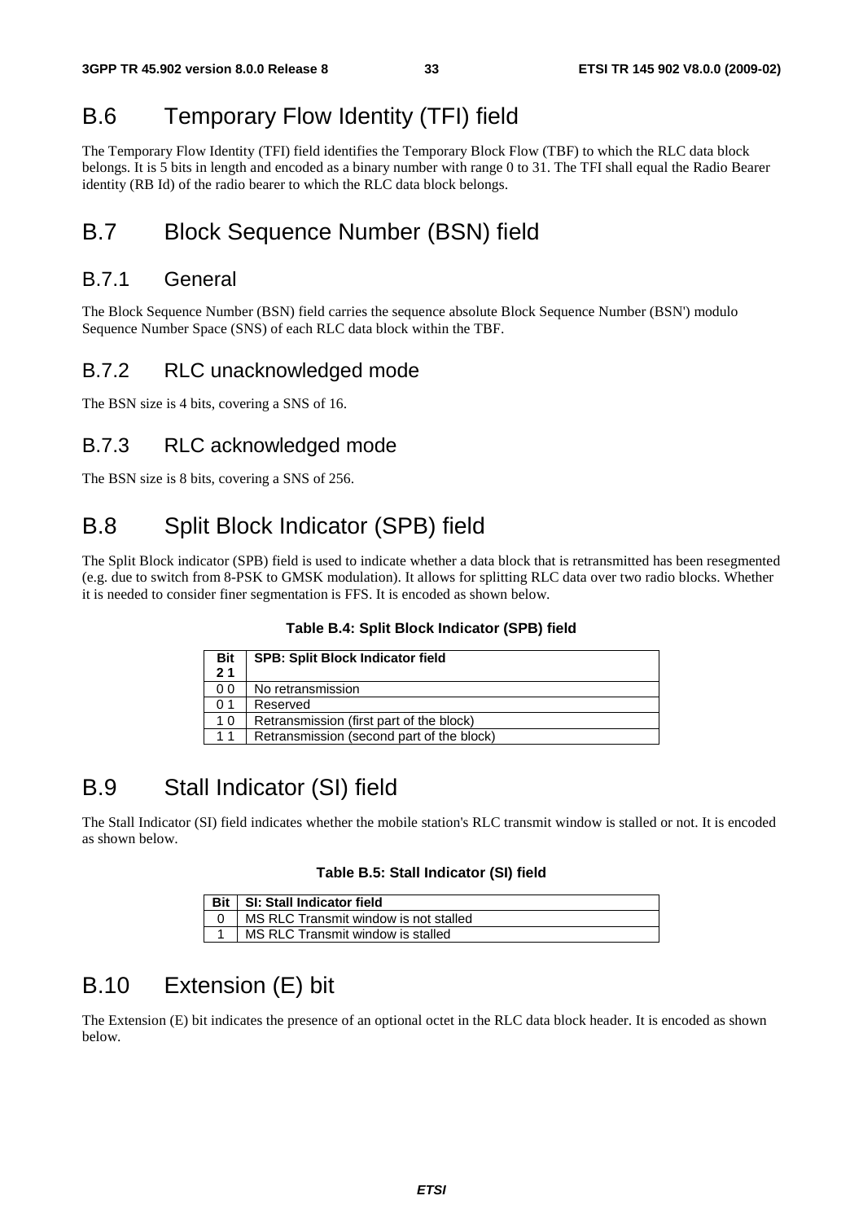# B.6 Temporary Flow Identity (TFI) field

The Temporary Flow Identity (TFI) field identifies the Temporary Block Flow (TBF) to which the RLC data block belongs. It is 5 bits in length and encoded as a binary number with range 0 to 31. The TFI shall equal the Radio Bearer identity (RB Id) of the radio bearer to which the RLC data block belongs.

# B.7 Block Sequence Number (BSN) field

## B.7.1 General

The Block Sequence Number (BSN) field carries the sequence absolute Block Sequence Number (BSN') modulo Sequence Number Space (SNS) of each RLC data block within the TBF.

## B.7.2 RLC unacknowledged mode

The BSN size is 4 bits, covering a SNS of 16.

## B.7.3 RLC acknowledged mode

The BSN size is 8 bits, covering a SNS of 256.

# B.8 Split Block Indicator (SPB) field

The Split Block indicator (SPB) field is used to indicate whether a data block that is retransmitted has been resegmented (e.g. due to switch from 8-PSK to GMSK modulation). It allows for splitting RLC data over two radio blocks. Whether it is needed to consider finer segmentation is FFS. It is encoded as shown below.

**Table B.4: Split Block Indicator (SPB) field**

| Bit 2 1 | SPB: Split Block Indicator field |
|---|---|
| 0 0 | No retransmission |
| 0 1 | Reserved |
| 1 0 | Retransmission (first part of the block) |
| 1 1 | Retransmission (second part of the block) |

# B.9 Stall Indicator (SI) field

The Stall Indicator (SI) field indicates whether the mobile station's RLC transmit window is stalled or not. It is encoded as shown below.

**Table B.5: Stall Indicator (SI) field**

| Bit | SI: Stall Indicator field |
|---|---|
| 0 | MS RLC Transmit window is not stalled |
| 1 | MS RLC Transmit window is stalled |

# B.10 Extension (E) bit

The Extension (E) bit indicates the presence of an optional octet in the RLC data block header. It is encoded as shown below.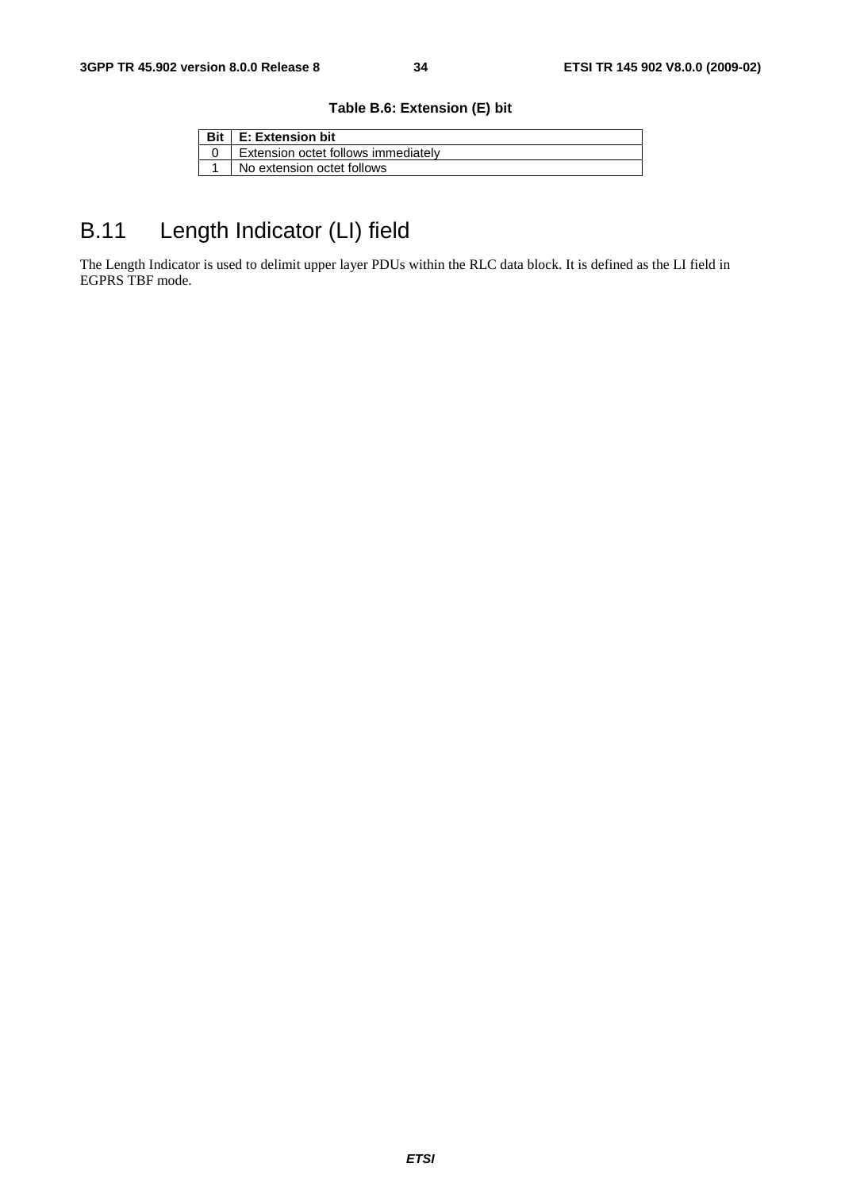**Table B.6: Extension (E) bit**

| Bit | E: Extension bit |
| --- | --- |
| 0 | Extension octet follows immediately |
| 1 | No extension octet follows |

# B.11 Length Indicator (LI) field

The Length Indicator is used to delimit upper layer PDUs within the RLC data block. It is defined as the LI field in EGPRS TBF mode.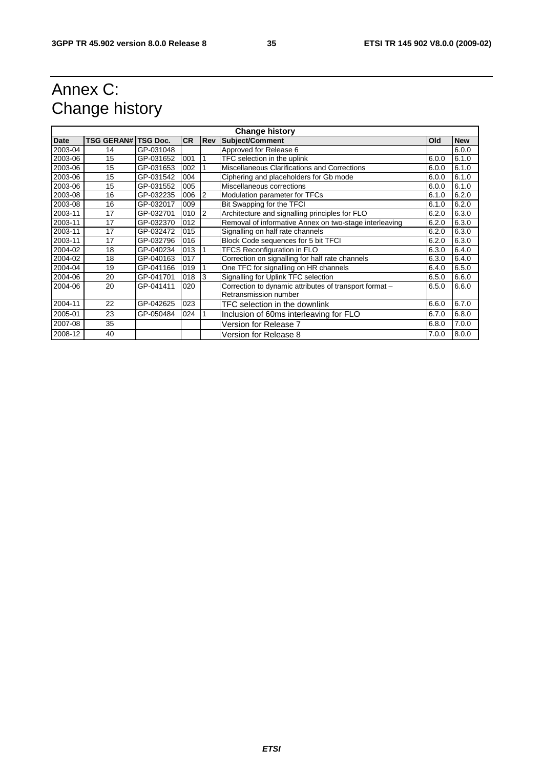# Annex C: Change history

| Change history | | | | | | | |
|---|---|---|---|---|---|---|---|
| **Date** | **TSG GERAN#** | **TSG Doc.** | **CR** | **Rev** | **Subject/Comment** | **Old** | **New** |
| 2003-04 | 14 | GP-031048 | | | Approved for Release 6 | | 6.0.0 |
| 2003-06 | 15 | GP-031652 | 001 | 1 | TFC selection in the uplink | 6.0.0 | 6.1.0 |
| 2003-06 | 15 | GP-031653 | 002 | 1 | Miscellaneous Clarifications and Corrections | 6.0.0 | 6.1.0 |
| 2003-06 | 15 | GP-031542 | 004 | | Ciphering and placeholders for Gb mode | 6.0.0 | 6.1.0 |
| 2003-06 | 15 | GP-031552 | 005 | | Miscellaneous corrections | 6.0.0 | 6.1.0 |
| 2003-08 | 16 | GP-032235 | 006 | 2 | Modulation parameter for TFCs | 6.1.0 | 6.2.0 |
| 2003-08 | 16 | GP-032017 | 009 | | Bit Swapping for the TFCI | 6.1.0 | 6.2.0 |
| 2003-11 | 17 | GP-032701 | 010 | 2 | Architecture and signalling principles for FLO | 6.2.0 | 6.3.0 |
| 2003-11 | 17 | GP-032370 | 012 | | Removal of informative Annex on two-stage interleaving | 6.2.0 | 6.3.0 |
| 2003-11 | 17 | GP-032472 | 015 | | Signalling on half rate channels | 6.2.0 | 6.3.0 |
| 2003-11 | 17 | GP-032796 | 016 | | Block Code sequences for 5 bit TFCI | 6.2.0 | 6.3.0 |
| 2004-02 | 18 | GP-040234 | 013 | 1 | TFCS Reconfiguration in FLO | 6.3.0 | 6.4.0 |
| 2004-02 | 18 | GP-040163 | 017 | | Correction on signalling for half rate channels | 6.3.0 | 6.4.0 |
| 2004-04 | 19 | GP-041166 | 019 | 1 | One TFC for signalling on HR channels | 6.4.0 | 6.5.0 |
| 2004-06 | 20 | GP-041701 | 018 | 3 | Signalling for Uplink TFC selection | 6.5.0 | 6.6.0 |
| 2004-06 | 20 | GP-041411 | 020 | | Correction to dynamic attributes of transport format – Retransmission number | 6.5.0 | 6.6.0 |
| 2004-11 | 22 | GP-042625 | 023 | | TFC selection in the downlink | 6.6.0 | 6.7.0 |
| 2005-01 | 23 | GP-050484 | 024 | 1 | Inclusion of 60ms interleaving for FLO | 6.7.0 | 6.8.0 |
| 2007-08 | 35 | | | | Version for Release 7 | 6.8.0 | 7.0.0 |
| 2008-12 | 40 | | | | Version for Release 8 | 7.0.0 | 8.0.0 |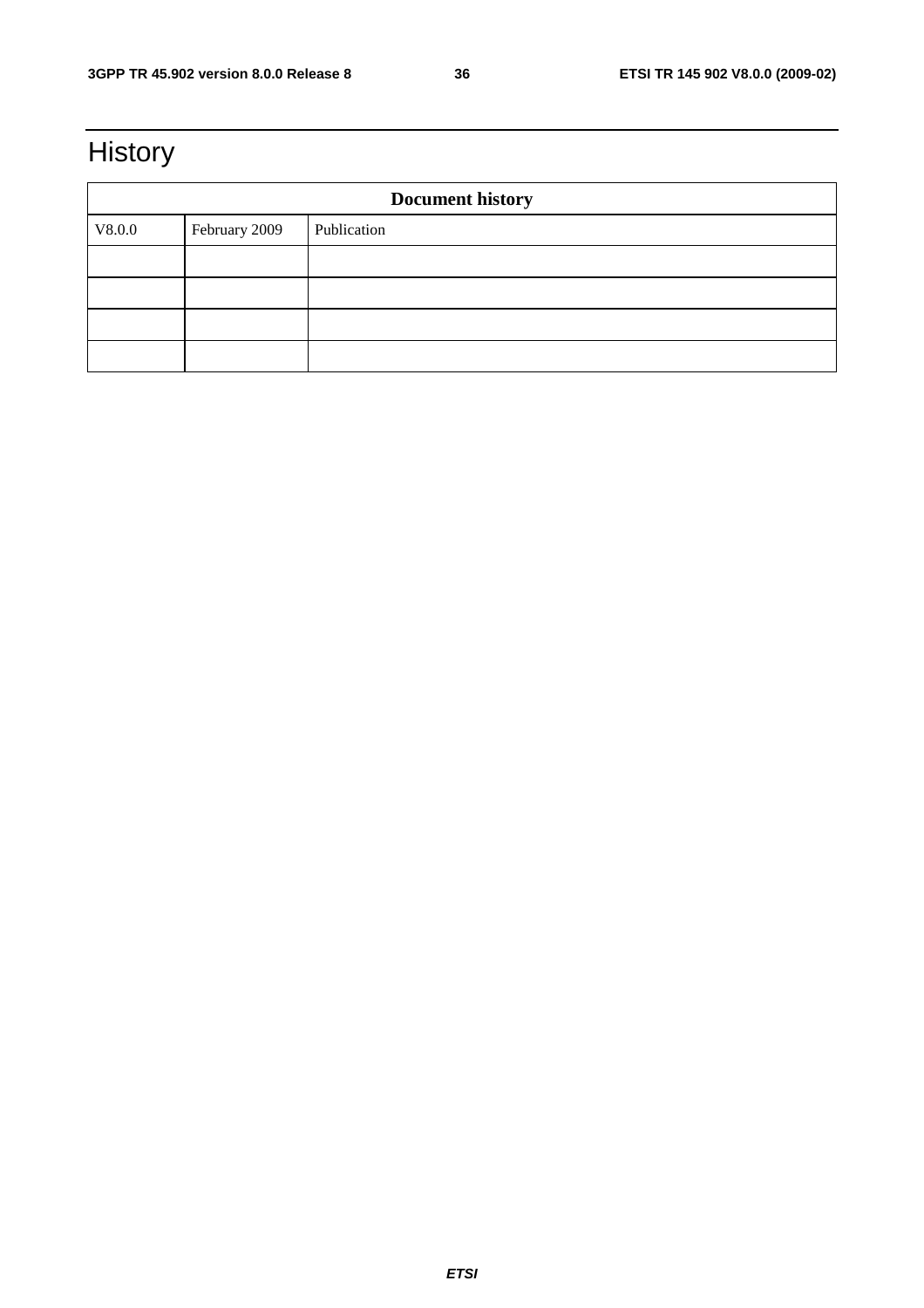# History

| Document history | | |
|---|---|---|
| V8.0.0 | February 2009 | Publication |
| | | |
| | | |
| | | |
| | | |